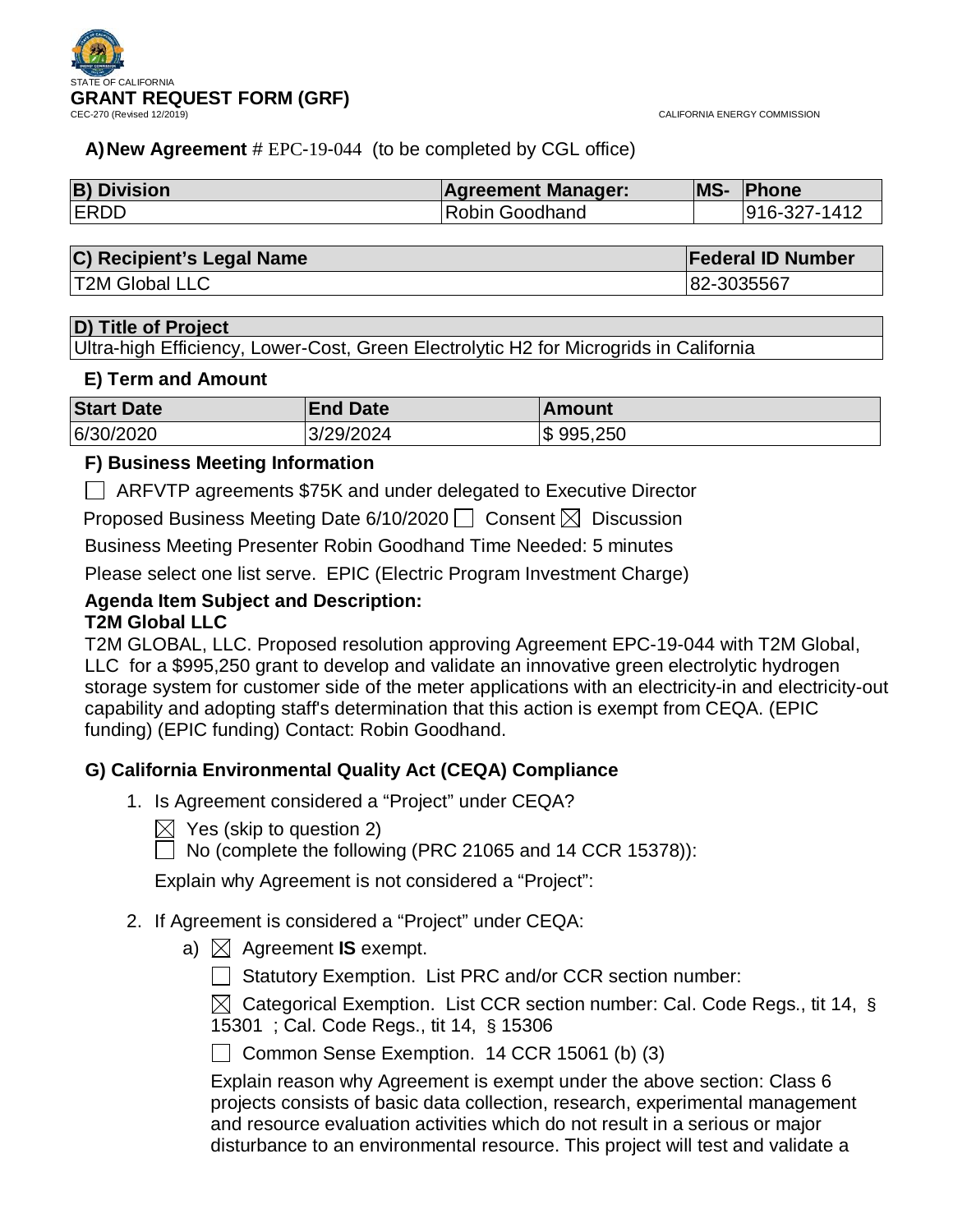STATE OF CALIFORNIA

# GRANT REQUEST FORM (GRF)

CEC-270 (Revised 12/2019)

CALIFORNIA ENERGY COMMISSION

**A) New Agreement** # EPC-19-044 (to be completed by CGL office)

| B) Division | Agreement Manager: | MS- | Phone |
|---|---|---|---|
| ERDD | Robin Goodhand | | 916-327-1412 |

| C) Recipient's Legal Name | Federal ID Number |
|---|---|
| T2M Global LLC | 82-3035567 |

| D) Title of Project |
|---|
| Ultra-high Efficiency, Lower-Cost, Green Electrolytic H2 for Microgrids in California |

### E) Term and Amount

| Start Date | End Date | Amount |
|---|---|---|
| 6/30/2020 | 3/29/2024 | $ 995,250 |

### F) Business Meeting Information

☐ ARFVTP agreements $75K and under delegated to Executive Director

Proposed Business Meeting Date 6/10/2020 ☐ Consent ☒ Discussion

Business Meeting Presenter Robin Goodhand Time Needed: 5 minutes

Please select one list serve. EPIC (Electric Program Investment Charge)

**Agenda Item Subject and Description:**
**T2M Global LLC**

T2M GLOBAL, LLC. Proposed resolution approving Agreement EPC-19-044 with T2M Global, LLC for a $995,250 grant to develop and validate an innovative green electrolytic hydrogen storage system for customer side of the meter applications with an electricity-in and electricity-out capability and adopting staff's determination that this action is exempt from CEQA. (EPIC funding) (EPIC funding) Contact: Robin Goodhand.

### G) California Environmental Quality Act (CEQA) Compliance

1. Is Agreement considered a "Project" under CEQA?

   ☒ Yes (skip to question 2)

   ☐ No (complete the following (PRC 21065 and 14 CCR 15378)):

   Explain why Agreement is not considered a "Project":

2. If Agreement is considered a "Project" under CEQA:

   a) ☒ Agreement **IS** exempt.

      ☐ Statutory Exemption. List PRC and/or CCR section number:

      ☒ Categorical Exemption. List CCR section number: Cal. Code Regs., tit 14, § 15301 ; Cal. Code Regs., tit 14, § 15306

      ☐ Common Sense Exemption. 14 CCR 15061 (b) (3)

      Explain reason why Agreement is exempt under the above section: Class 6 projects consists of basic data collection, research, experimental management and resource evaluation activities which do not result in a serious or major disturbance to an environmental resource. This project will test and validate a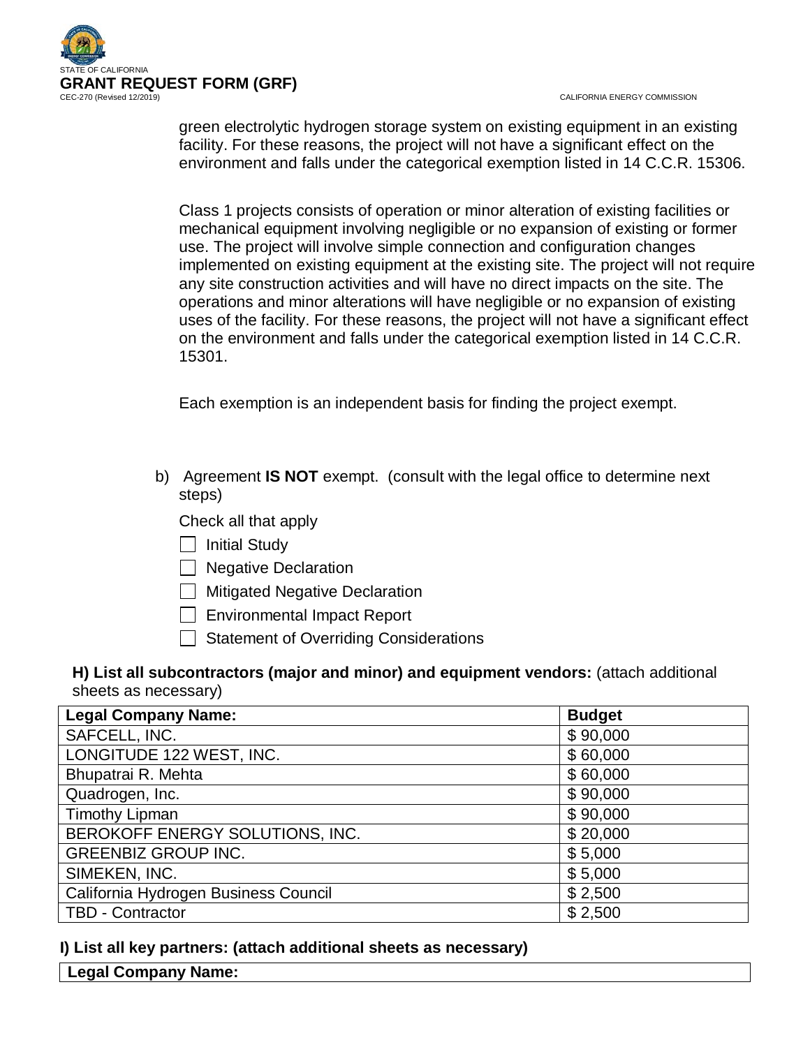green electrolytic hydrogen storage system on existing equipment in an existing facility. For these reasons, the project will not have a significant effect on the environment and falls under the categorical exemption listed in 14 C.C.R. 15306.

Class 1 projects consists of operation or minor alteration of existing facilities or mechanical equipment involving negligible or no expansion of existing or former use. The project will involve simple connection and configuration changes implemented on existing equipment at the existing site. The project will not require any site construction activities and will have no direct impacts on the site. The operations and minor alterations will have negligible or no expansion of existing uses of the facility. For these reasons, the project will not have a significant effect on the environment and falls under the categorical exemption listed in 14 C.C.R. 15301.

Each exemption is an independent basis for finding the project exempt.

b) Agreement **IS NOT** exempt. (consult with the legal office to determine next steps)

Check all that apply

- ☐ Initial Study
- ☐ Negative Declaration
- ☐ Mitigated Negative Declaration
- ☐ Environmental Impact Report
- ☐ Statement of Overriding Considerations

**H) List all subcontractors (major and minor) and equipment vendors:** (attach additional sheets as necessary)

| Legal Company Name: | Budget |
|---|---|
| SAFCELL, INC. | $ 90,000 |
| LONGITUDE 122 WEST, INC. | $ 60,000 |
| Bhupatrai R. Mehta | $ 60,000 |
| Quadrogen, Inc. | $ 90,000 |
| Timothy Lipman | $ 90,000 |
| BEROKOFF ENERGY SOLUTIONS, INC. | $ 20,000 |
| GREENBIZ GROUP INC. | $ 5,000 |
| SIMEKEN, INC. | $ 5,000 |
| California Hydrogen Business Council | $ 2,500 |
| TBD - Contractor | $ 2,500 |

**I) List all key partners: (attach additional sheets as necessary)**

| Legal Company Name: |
|---|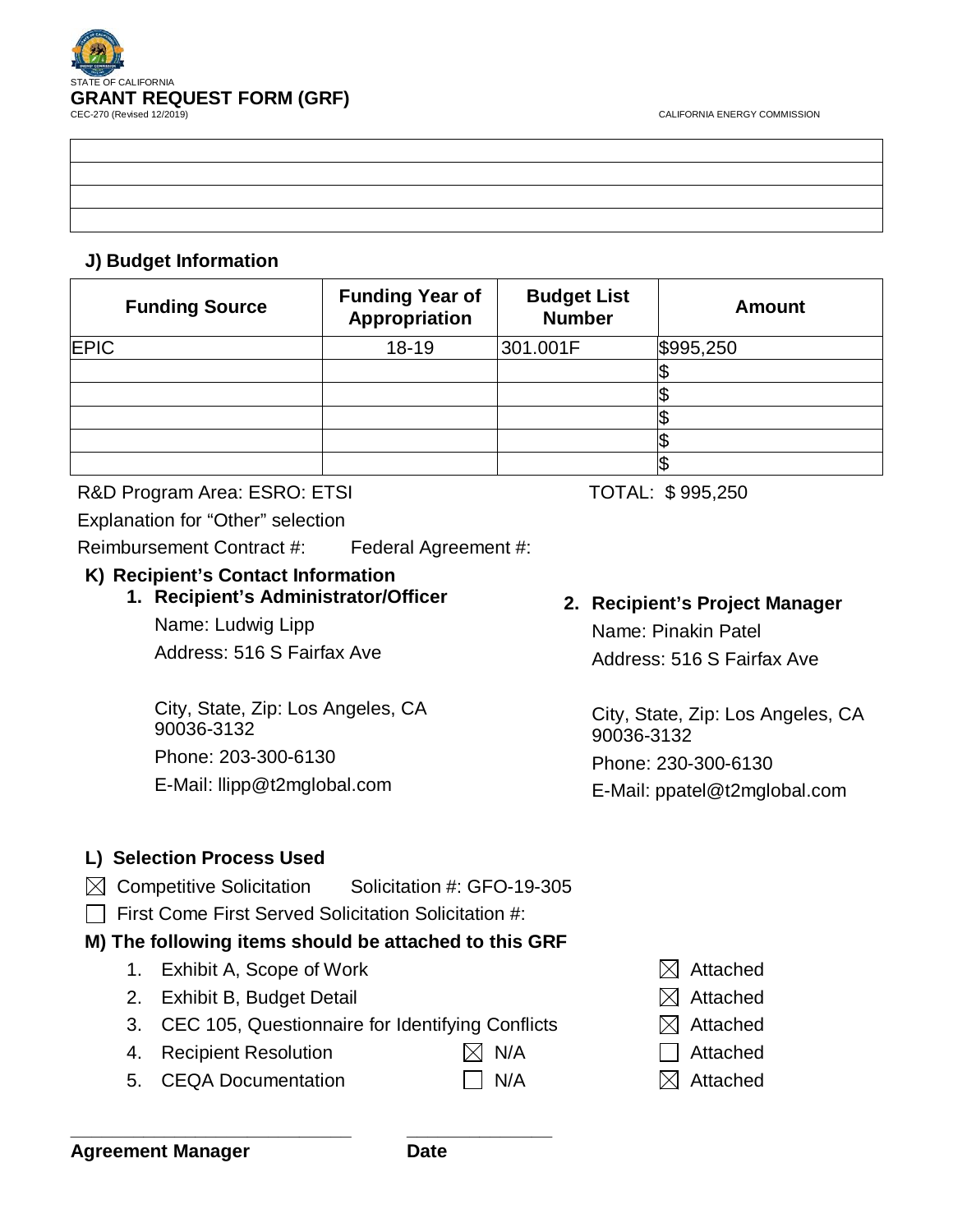STATE OF CALIFORNIA

**GRANT REQUEST FORM (GRF)**

CEC-270 (Revised 12/2019)

CALIFORNIA ENERGY COMMISSION

### J) Budget Information

| Funding Source | Funding Year of Appropriation | Budget List Number | Amount |
|---|---|---|---|
| EPIC | 18-19 | 301.001F | $995,250 |
| | | | $ |
| | | | $ |
| | | | $ |
| | | | $ |
| | | | $ |

R&D Program Area: ESRO: ETSI

TOTAL: $ 995,250

Explanation for "Other" selection

Reimbursement Contract #: Federal Agreement #:

### K) Recipient's Contact Information

**1. Recipient's Administrator/Officer**

Name: Ludwig Lipp

Address: 516 S Fairfax Ave

City, State, Zip: Los Angeles, CA 90036-3132

Phone: 203-300-6130

E-Mail: llipp@t2mglobal.com

**2. Recipient's Project Manager**

Name: Pinakin Patel

Address: 516 S Fairfax Ave

City, State, Zip: Los Angeles, CA 90036-3132

Phone: 230-300-6130

E-Mail: ppatel@t2mglobal.com

### L) Selection Process Used

☒ Competitive Solicitation Solicitation #: GFO-19-305

☐ First Come First Served Solicitation Solicitation #:

### M) The following items should be attached to this GRF

1. Exhibit A, Scope of Work ☒ Attached
2. Exhibit B, Budget Detail ☒ Attached
3. CEC 105, Questionnaire for Identifying Conflicts ☒ Attached
4. Recipient Resolution ☒ N/A ☐ Attached
5. CEQA Documentation ☐ N/A ☒ Attached

______________________________ ________________

**Agreement Manager** **Date**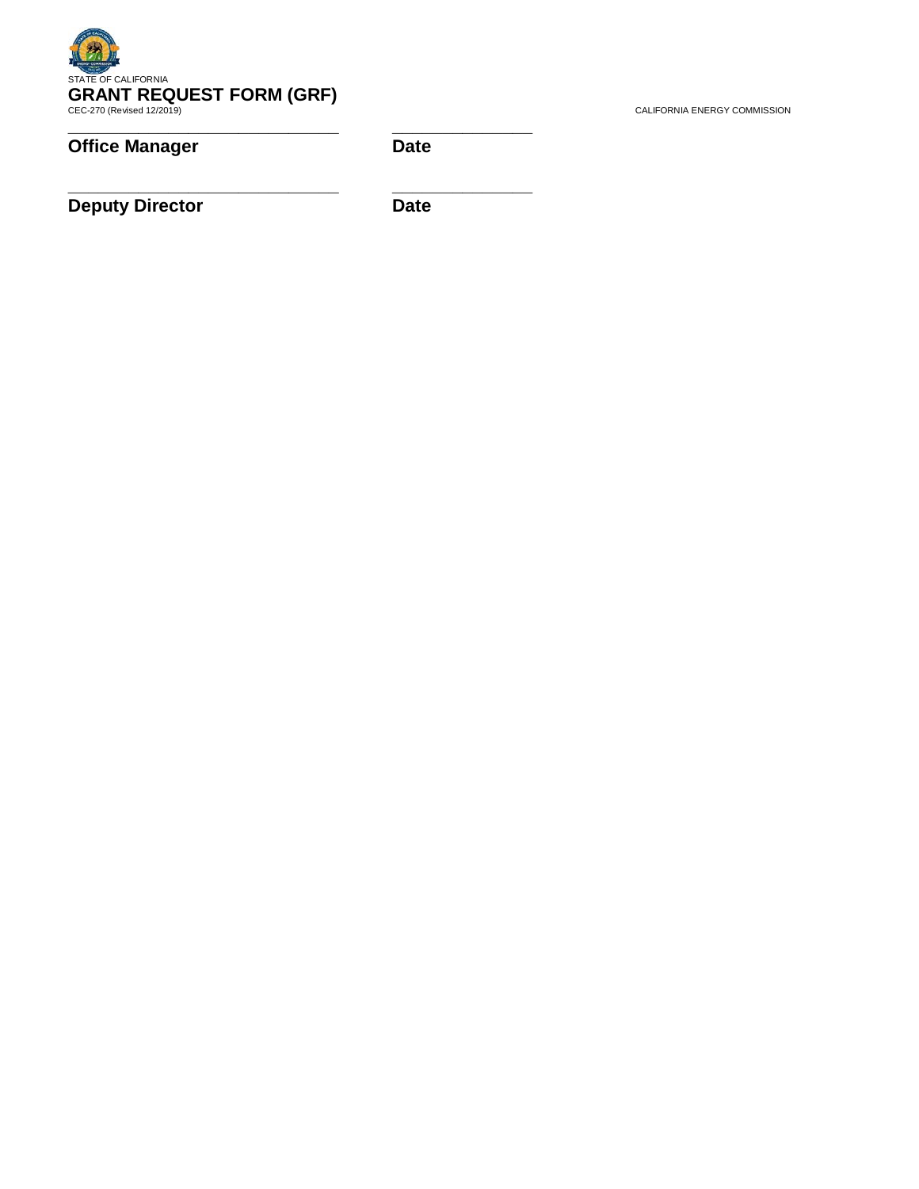\_\_\_\_\_\_\_\_\_\_\_\_\_\_\_\_\_\_\_\_\_\_\_\_\_\_\_\_\_\_ \_\_\_\_\_\_\_\_\_\_\_\_\_\_\_\_

**Office Manager** **Date**

\_\_\_\_\_\_\_\_\_\_\_\_\_\_\_\_\_\_\_\_\_\_\_\_\_\_\_\_\_\_ \_\_\_\_\_\_\_\_\_\_\_\_\_\_\_\_

**Deputy Director** **Date**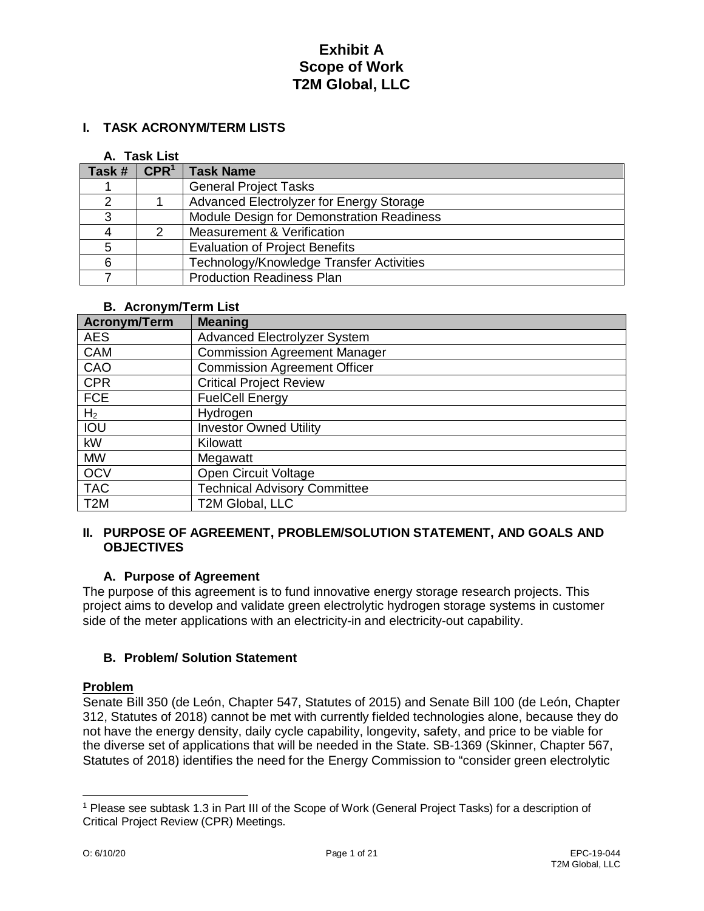# Exhibit A
# Scope of Work
# T2M Global, LLC

## I. TASK ACRONYM/TERM LISTS

### A. Task List

| Task # | CPR[1] | Task Name |
|---|---|---|
| 1 | | General Project Tasks |
| 2 | 1 | Advanced Electrolyzer for Energy Storage |
| 3 | | Module Design for Demonstration Readiness |
| 4 | 2 | Measurement & Verification |
| 5 | | Evaluation of Project Benefits |
| 6 | | Technology/Knowledge Transfer Activities |
| 7 | | Production Readiness Plan |

### B. Acronym/Term List

| Acronym/Term | Meaning |
|---|---|
| AES | Advanced Electrolyzer System |
| CAM | Commission Agreement Manager |
| CAO | Commission Agreement Officer |
| CPR | Critical Project Review |
| FCE | FuelCell Energy |
| $H_2$ | Hydrogen |
| IOU | Investor Owned Utility |
| kW | Kilowatt |
| MW | Megawatt |
| OCV | Open Circuit Voltage |
| TAC | Technical Advisory Committee |
| T2M | T2M Global, LLC |

## II. PURPOSE OF AGREEMENT, PROBLEM/SOLUTION STATEMENT, AND GOALS AND OBJECTIVES

### A. Purpose of Agreement

The purpose of this agreement is to fund innovative energy storage research projects. This project aims to develop and validate green electrolytic hydrogen storage systems in customer side of the meter applications with an electricity-in and electricity-out capability.

### B. Problem/ Solution Statement

**Problem**

Senate Bill 350 (de León, Chapter 547, Statutes of 2015) and Senate Bill 100 (de León, Chapter 312, Statutes of 2018) cannot be met with currently fielded technologies alone, because they do not have the energy density, daily cycle capability, longevity, safety, and price to be viable for the diverse set of applications that will be needed in the State. SB-1369 (Skinner, Chapter 567, Statutes of 2018) identifies the need for the Energy Commission to "consider green electrolytic

[1] Please see subtask 1.3 in Part III of the Scope of Work (General Project Tasks) for a description of Critical Project Review (CPR) Meetings.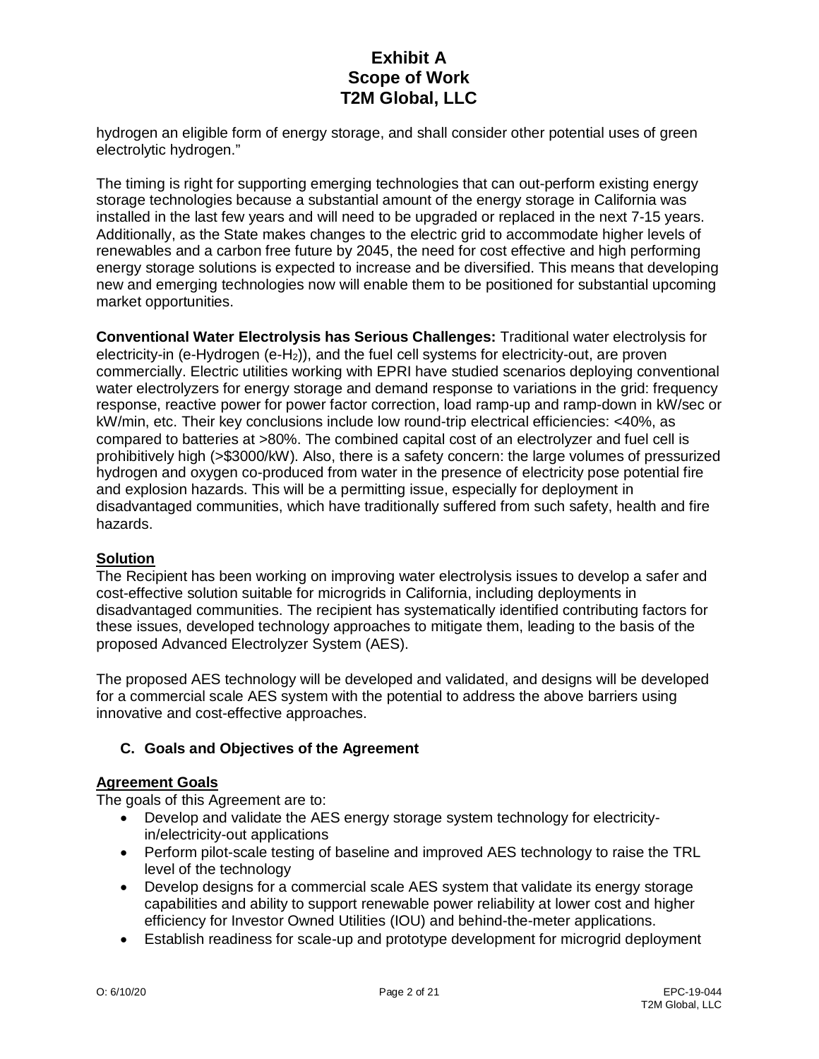hydrogen an eligible form of energy storage, and shall consider other potential uses of green electrolytic hydrogen."

The timing is right for supporting emerging technologies that can out-perform existing energy storage technologies because a substantial amount of the energy storage in California was installed in the last few years and will need to be upgraded or replaced in the next 7-15 years. Additionally, as the State makes changes to the electric grid to accommodate higher levels of renewables and a carbon free future by 2045, the need for cost effective and high performing energy storage solutions is expected to increase and be diversified. This means that developing new and emerging technologies now will enable them to be positioned for substantial upcoming market opportunities.

**Conventional Water Electrolysis has Serious Challenges:** Traditional water electrolysis for electricity-in (e-Hydrogen (e-$H_2$)), and the fuel cell systems for electricity-out, are proven commercially. Electric utilities working with EPRI have studied scenarios deploying conventional water electrolyzers for energy storage and demand response to variations in the grid: frequency response, reactive power for power factor correction, load ramp-up and ramp-down in kW/sec or kW/min, etc. Their key conclusions include low round-trip electrical efficiencies: <40%, as compared to batteries at >80%. The combined capital cost of an electrolyzer and fuel cell is prohibitively high (>$3000/kW). Also, there is a safety concern: the large volumes of pressurized hydrogen and oxygen co-produced from water in the presence of electricity pose potential fire and explosion hazards. This will be a permitting issue, especially for deployment in disadvantaged communities, which have traditionally suffered from such safety, health and fire hazards.

**Solution**

The Recipient has been working on improving water electrolysis issues to develop a safer and cost-effective solution suitable for microgrids in California, including deployments in disadvantaged communities. The recipient has systematically identified contributing factors for these issues, developed technology approaches to mitigate them, leading to the basis of the proposed Advanced Electrolyzer System (AES).

The proposed AES technology will be developed and validated, and designs will be developed for a commercial scale AES system with the potential to address the above barriers using innovative and cost-effective approaches.

### C. Goals and Objectives of the Agreement

**Agreement Goals**

The goals of this Agreement are to:

- Develop and validate the AES energy storage system technology for electricity-in/electricity-out applications
- Perform pilot-scale testing of baseline and improved AES technology to raise the TRL level of the technology
- Develop designs for a commercial scale AES system that validate its energy storage capabilities and ability to support renewable power reliability at lower cost and higher efficiency for Investor Owned Utilities (IOU) and behind-the-meter applications.
- Establish readiness for scale-up and prototype development for microgrid deployment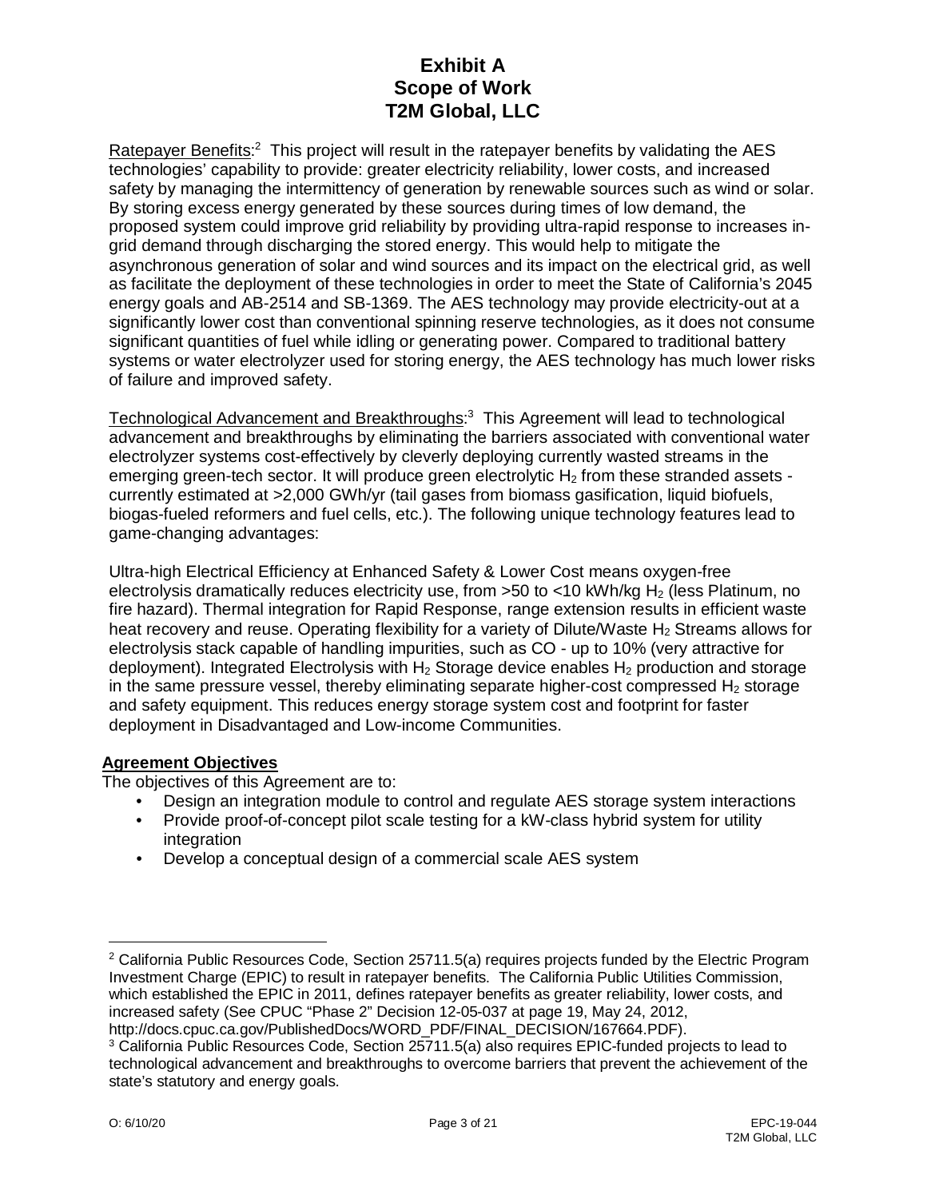# Exhibit A
# Scope of Work
# T2M Global, LLC

Ratepayer Benefits:[2] This project will result in the ratepayer benefits by validating the AES technologies' capability to provide: greater electricity reliability, lower costs, and increased safety by managing the intermittency of generation by renewable sources such as wind or solar. By storing excess energy generated by these sources during times of low demand, the proposed system could improve grid reliability by providing ultra-rapid response to increases in-grid demand through discharging the stored energy. This would help to mitigate the asynchronous generation of solar and wind sources and its impact on the electrical grid, as well as facilitate the deployment of these technologies in order to meet the State of California's 2045 energy goals and AB-2514 and SB-1369. The AES technology may provide electricity-out at a significantly lower cost than conventional spinning reserve technologies, as it does not consume significant quantities of fuel while idling or generating power. Compared to traditional battery systems or water electrolyzer used for storing energy, the AES technology has much lower risks of failure and improved safety.

Technological Advancement and Breakthroughs:[3] This Agreement will lead to technological advancement and breakthroughs by eliminating the barriers associated with conventional water electrolyzer systems cost-effectively by cleverly deploying currently wasted streams in the emerging green-tech sector. It will produce green electrolytic $H_2$ from these stranded assets - currently estimated at >2,000 GWh/yr (tail gases from biomass gasification, liquid biofuels, biogas-fueled reformers and fuel cells, etc.). The following unique technology features lead to game-changing advantages:

Ultra-high Electrical Efficiency at Enhanced Safety & Lower Cost means oxygen-free electrolysis dramatically reduces electricity use, from >50 to <10 kWh/kg $H_2$ (less Platinum, no fire hazard). Thermal integration for Rapid Response, range extension results in efficient waste heat recovery and reuse. Operating flexibility for a variety of Dilute/Waste $H_2$ Streams allows for electrolysis stack capable of handling impurities, such as CO - up to 10% (very attractive for deployment). Integrated Electrolysis with $H_2$ Storage device enables $H_2$ production and storage in the same pressure vessel, thereby eliminating separate higher-cost compressed $H_2$ storage and safety equipment. This reduces energy storage system cost and footprint for faster deployment in Disadvantaged and Low-income Communities.

**Agreement Objectives**

The objectives of this Agreement are to:

- Design an integration module to control and regulate AES storage system interactions
- Provide proof-of-concept pilot scale testing for a kW-class hybrid system for utility integration
- Develop a conceptual design of a commercial scale AES system

---

[2] California Public Resources Code, Section 25711.5(a) requires projects funded by the Electric Program Investment Charge (EPIC) to result in ratepayer benefits. The California Public Utilities Commission, which established the EPIC in 2011, defines ratepayer benefits as greater reliability, lower costs, and increased safety (See CPUC "Phase 2" Decision 12-05-037 at page 19, May 24, 2012, http://docs.cpuc.ca.gov/PublishedDocs/WORD_PDF/FINAL_DECISION/167664.PDF).

[3] California Public Resources Code, Section 25711.5(a) also requires EPIC-funded projects to lead to technological advancement and breakthroughs to overcome barriers that prevent the achievement of the state's statutory and energy goals.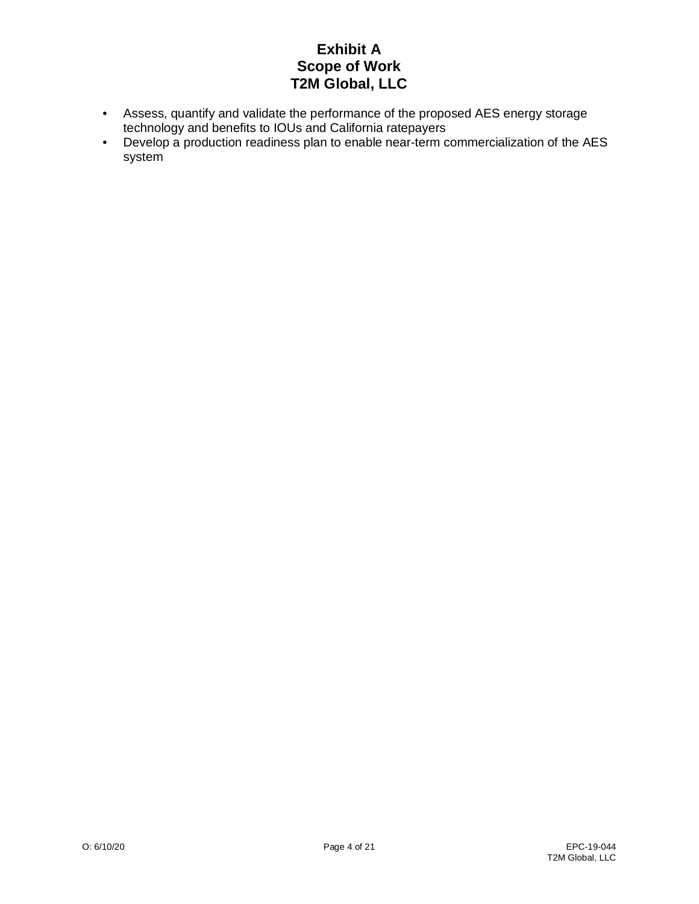- Assess, quantify and validate the performance of the proposed AES energy storage technology and benefits to IOUs and California ratepayers
- Develop a production readiness plan to enable near-term commercialization of the AES system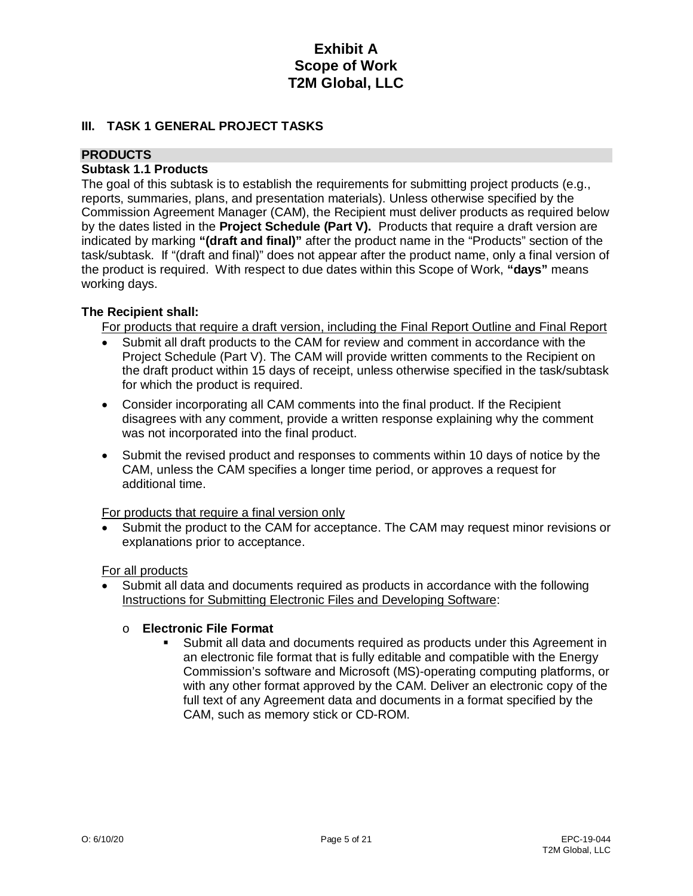# Exhibit A
# Scope of Work
# T2M Global, LLC

## III. TASK 1 GENERAL PROJECT TASKS

### PRODUCTS

#### Subtask 1.1 Products

The goal of this subtask is to establish the requirements for submitting project products (e.g., reports, summaries, plans, and presentation materials). Unless otherwise specified by the Commission Agreement Manager (CAM), the Recipient must deliver products as required below by the dates listed in the **Project Schedule (Part V).** Products that require a draft version are indicated by marking **"(draft and final)"** after the product name in the "Products" section of the task/subtask. If "(draft and final)" does not appear after the product name, only a final version of the product is required. With respect to due dates within this Scope of Work, **"days"** means working days.

**The Recipient shall:**

<u>For products that require a draft version, including the Final Report Outline and Final Report</u>

- Submit all draft products to the CAM for review and comment in accordance with the Project Schedule (Part V). The CAM will provide written comments to the Recipient on the draft product within 15 days of receipt, unless otherwise specified in the task/subtask for which the product is required.
- Consider incorporating all CAM comments into the final product. If the Recipient disagrees with any comment, provide a written response explaining why the comment was not incorporated into the final product.
- Submit the revised product and responses to comments within 10 days of notice by the CAM, unless the CAM specifies a longer time period, or approves a request for additional time.

<u>For products that require a final version only</u>

- Submit the product to the CAM for acceptance. The CAM may request minor revisions or explanations prior to acceptance.

<u>For all products</u>

- Submit all data and documents required as products in accordance with the following <u>Instructions for Submitting Electronic Files and Developing Software</u>:
  - **Electronic File Format**
    - Submit all data and documents required as products under this Agreement in an electronic file format that is fully editable and compatible with the Energy Commission's software and Microsoft (MS)-operating computing platforms, or with any other format approved by the CAM. Deliver an electronic copy of the full text of any Agreement data and documents in a format specified by the CAM, such as memory stick or CD-ROM.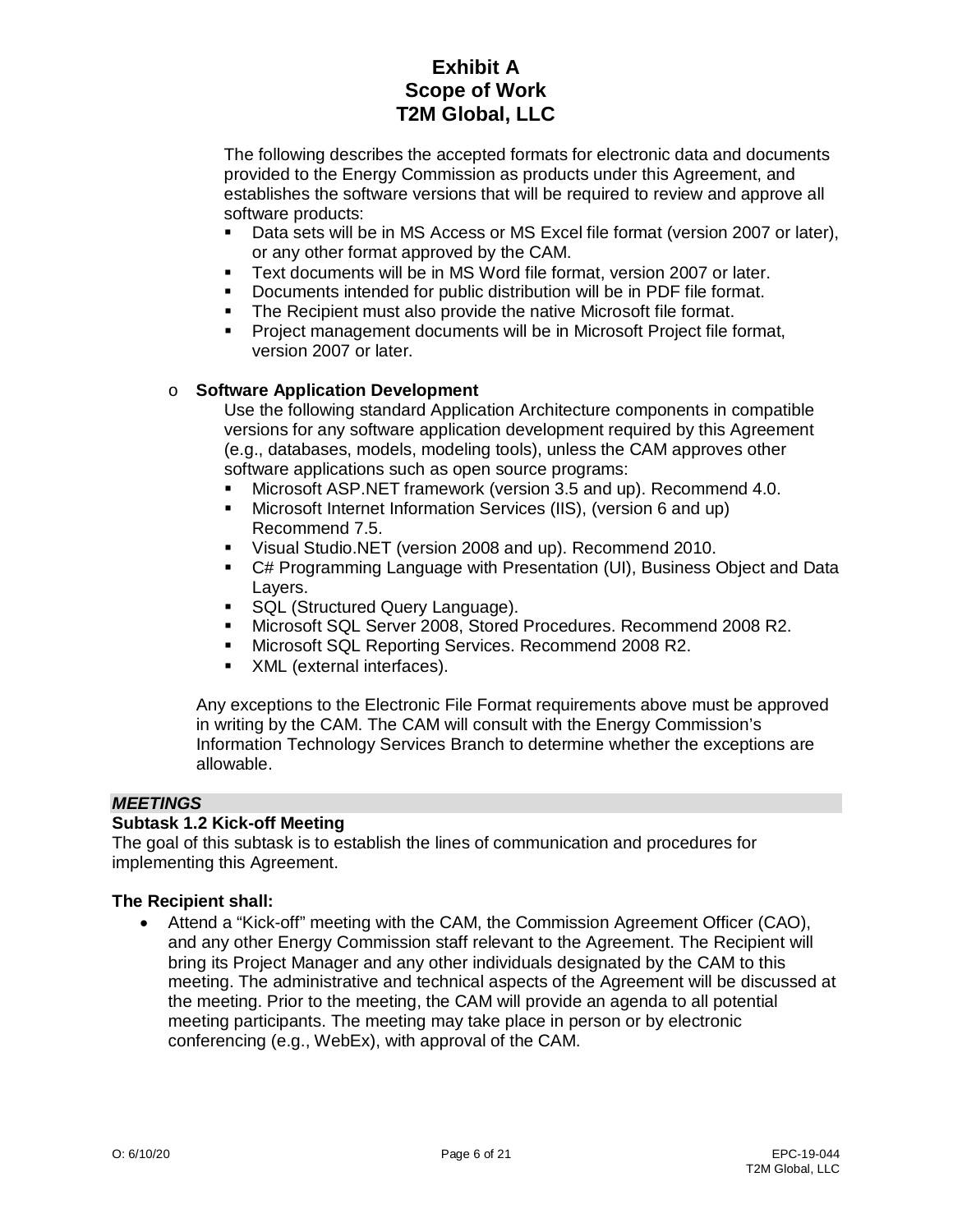The following describes the accepted formats for electronic data and documents provided to the Energy Commission as products under this Agreement, and establishes the software versions that will be required to review and approve all software products:

- Data sets will be in MS Access or MS Excel file format (version 2007 or later), or any other format approved by the CAM.
- Text documents will be in MS Word file format, version 2007 or later.
- Documents intended for public distribution will be in PDF file format.
- The Recipient must also provide the native Microsoft file format.
- Project management documents will be in Microsoft Project file format, version 2007 or later.

- **Software Application Development**

  Use the following standard Application Architecture components in compatible versions for any software application development required by this Agreement (e.g., databases, models, modeling tools), unless the CAM approves other software applications such as open source programs:

  - Microsoft ASP.NET framework (version 3.5 and up). Recommend 4.0.
  - Microsoft Internet Information Services (IIS), (version 6 and up) Recommend 7.5.
  - Visual Studio.NET (version 2008 and up). Recommend 2010.
  - C# Programming Language with Presentation (UI), Business Object and Data Layers.
  - SQL (Structured Query Language).
  - Microsoft SQL Server 2008, Stored Procedures. Recommend 2008 R2.
  - Microsoft SQL Reporting Services. Recommend 2008 R2.
  - XML (external interfaces).

Any exceptions to the Electronic File Format requirements above must be approved in writing by the CAM. The CAM will consult with the Energy Commission's Information Technology Services Branch to determine whether the exceptions are allowable.

***MEETINGS***

**Subtask 1.2 Kick-off Meeting**

The goal of this subtask is to establish the lines of communication and procedures for implementing this Agreement.

**The Recipient shall:**

- Attend a "Kick-off" meeting with the CAM, the Commission Agreement Officer (CAO), and any other Energy Commission staff relevant to the Agreement. The Recipient will bring its Project Manager and any other individuals designated by the CAM to this meeting. The administrative and technical aspects of the Agreement will be discussed at the meeting. Prior to the meeting, the CAM will provide an agenda to all potential meeting participants. The meeting may take place in person or by electronic conferencing (e.g., WebEx), with approval of the CAM.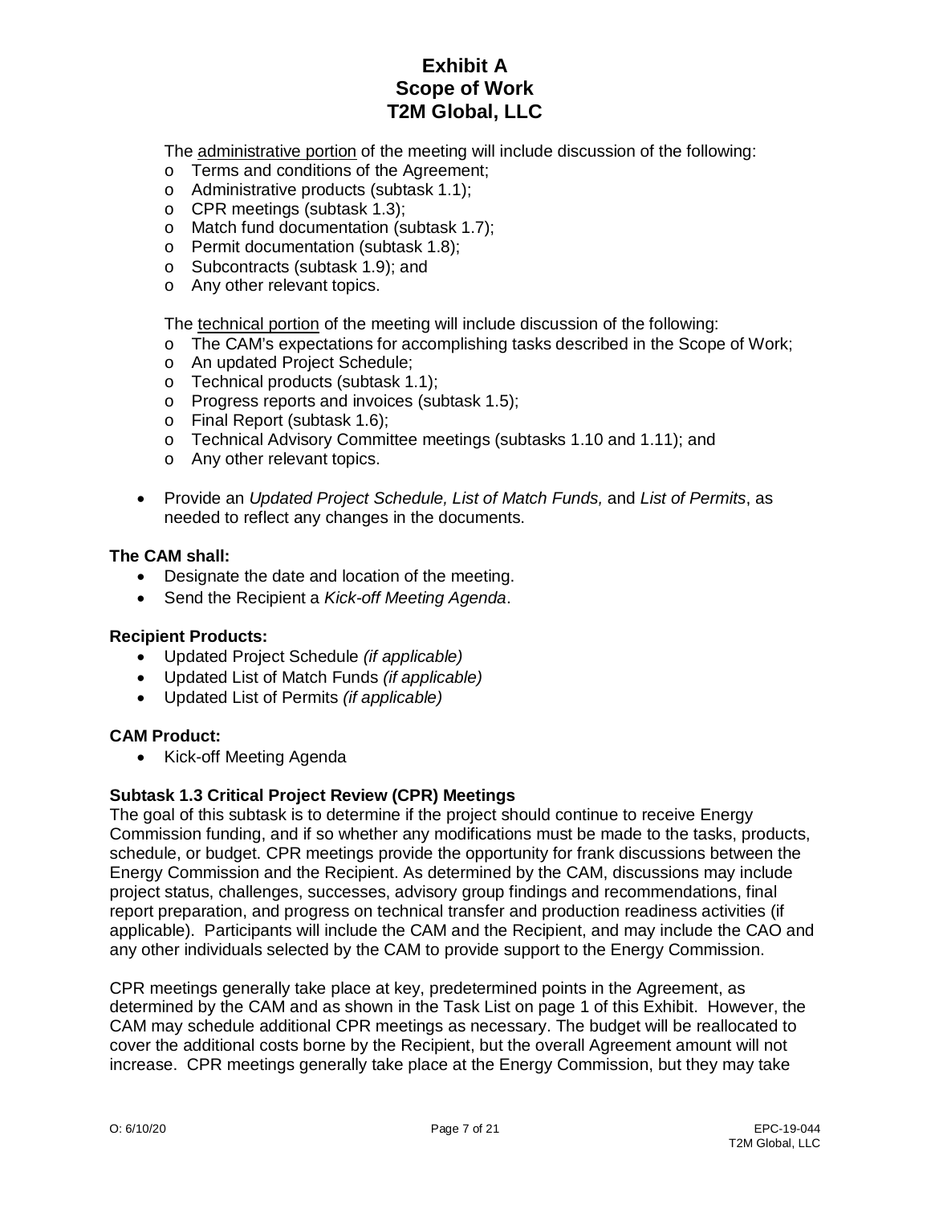The administrative portion of the meeting will include discussion of the following:

- Terms and conditions of the Agreement;
- Administrative products (subtask 1.1);
- CPR meetings (subtask 1.3);
- Match fund documentation (subtask 1.7);
- Permit documentation (subtask 1.8);
- Subcontracts (subtask 1.9); and
- Any other relevant topics.

The technical portion of the meeting will include discussion of the following:

- The CAM's expectations for accomplishing tasks described in the Scope of Work;
- An updated Project Schedule;
- Technical products (subtask 1.1);
- Progress reports and invoices (subtask 1.5);
- Final Report (subtask 1.6);
- Technical Advisory Committee meetings (subtasks 1.10 and 1.11); and
- Any other relevant topics.

- Provide an *Updated Project Schedule, List of Match Funds,* and *List of Permits*, as needed to reflect any changes in the documents.

**The CAM shall:**

- Designate the date and location of the meeting.
- Send the Recipient a *Kick-off Meeting Agenda*.

**Recipient Products:**

- Updated Project Schedule *(if applicable)*
- Updated List of Match Funds *(if applicable)*
- Updated List of Permits *(if applicable)*

**CAM Product:**

- Kick-off Meeting Agenda

**Subtask 1.3 Critical Project Review (CPR) Meetings**

The goal of this subtask is to determine if the project should continue to receive Energy Commission funding, and if so whether any modifications must be made to the tasks, products, schedule, or budget. CPR meetings provide the opportunity for frank discussions between the Energy Commission and the Recipient. As determined by the CAM, discussions may include project status, challenges, successes, advisory group findings and recommendations, final report preparation, and progress on technical transfer and production readiness activities (if applicable). Participants will include the CAM and the Recipient, and may include the CAO and any other individuals selected by the CAM to provide support to the Energy Commission.

CPR meetings generally take place at key, predetermined points in the Agreement, as determined by the CAM and as shown in the Task List on page 1 of this Exhibit. However, the CAM may schedule additional CPR meetings as necessary. The budget will be reallocated to cover the additional costs borne by the Recipient, but the overall Agreement amount will not increase. CPR meetings generally take place at the Energy Commission, but they may take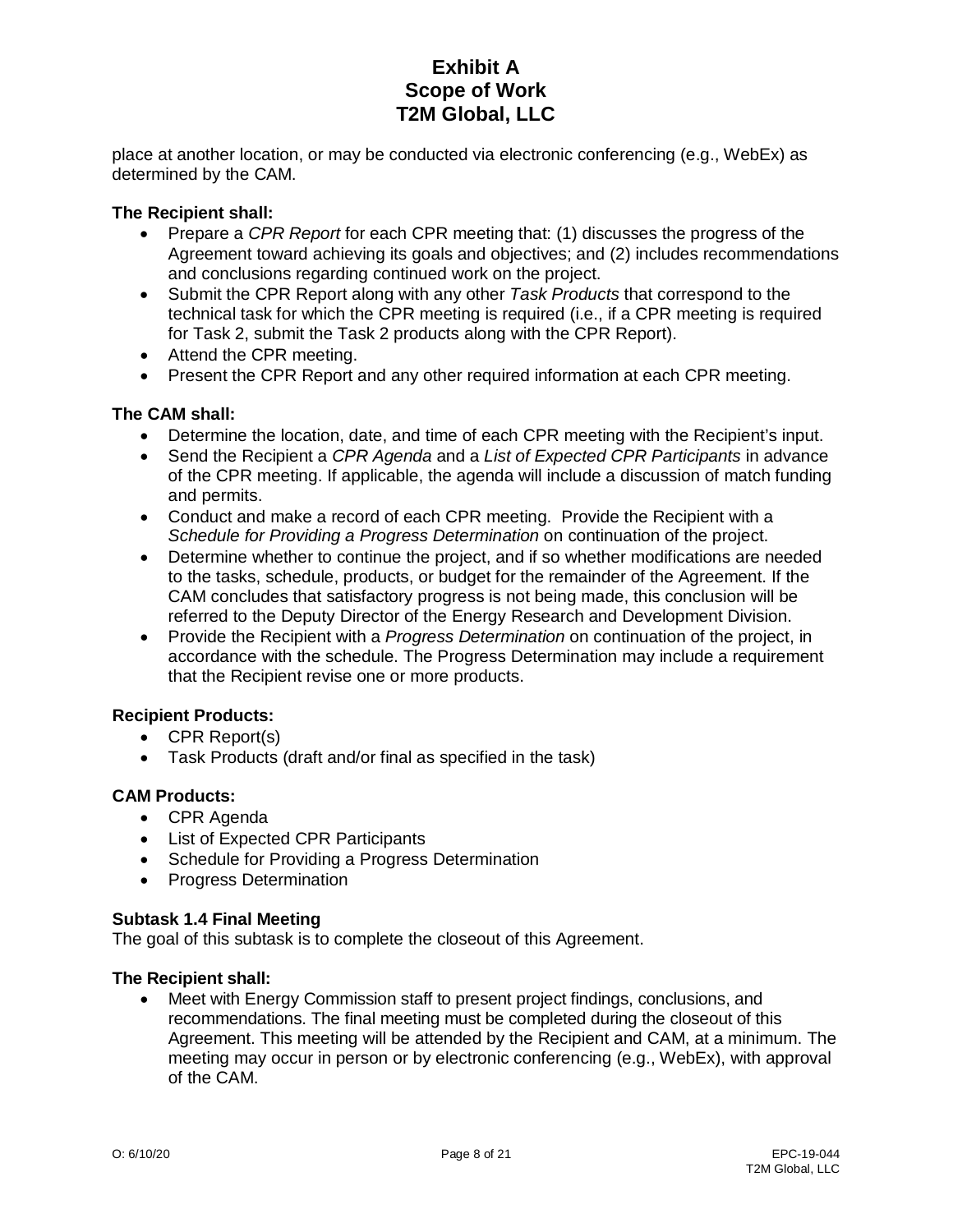place at another location, or may be conducted via electronic conferencing (e.g., WebEx) as determined by the CAM.

**The Recipient shall:**

- Prepare a *CPR Report* for each CPR meeting that: (1) discusses the progress of the Agreement toward achieving its goals and objectives; and (2) includes recommendations and conclusions regarding continued work on the project.
- Submit the CPR Report along with any other *Task Products* that correspond to the technical task for which the CPR meeting is required (i.e., if a CPR meeting is required for Task 2, submit the Task 2 products along with the CPR Report).
- Attend the CPR meeting.
- Present the CPR Report and any other required information at each CPR meeting.

**The CAM shall:**

- Determine the location, date, and time of each CPR meeting with the Recipient's input.
- Send the Recipient a *CPR Agenda* and a *List of Expected CPR Participants* in advance of the CPR meeting. If applicable, the agenda will include a discussion of match funding and permits.
- Conduct and make a record of each CPR meeting. Provide the Recipient with a *Schedule for Providing a Progress Determination* on continuation of the project.
- Determine whether to continue the project, and if so whether modifications are needed to the tasks, schedule, products, or budget for the remainder of the Agreement. If the CAM concludes that satisfactory progress is not being made, this conclusion will be referred to the Deputy Director of the Energy Research and Development Division.
- Provide the Recipient with a *Progress Determination* on continuation of the project, in accordance with the schedule. The Progress Determination may include a requirement that the Recipient revise one or more products.

**Recipient Products:**

- CPR Report(s)
- Task Products (draft and/or final as specified in the task)

**CAM Products:**

- CPR Agenda
- List of Expected CPR Participants
- Schedule for Providing a Progress Determination
- Progress Determination

### Subtask 1.4 Final Meeting

The goal of this subtask is to complete the closeout of this Agreement.

**The Recipient shall:**

- Meet with Energy Commission staff to present project findings, conclusions, and recommendations. The final meeting must be completed during the closeout of this Agreement. This meeting will be attended by the Recipient and CAM, at a minimum. The meeting may occur in person or by electronic conferencing (e.g., WebEx), with approval of the CAM.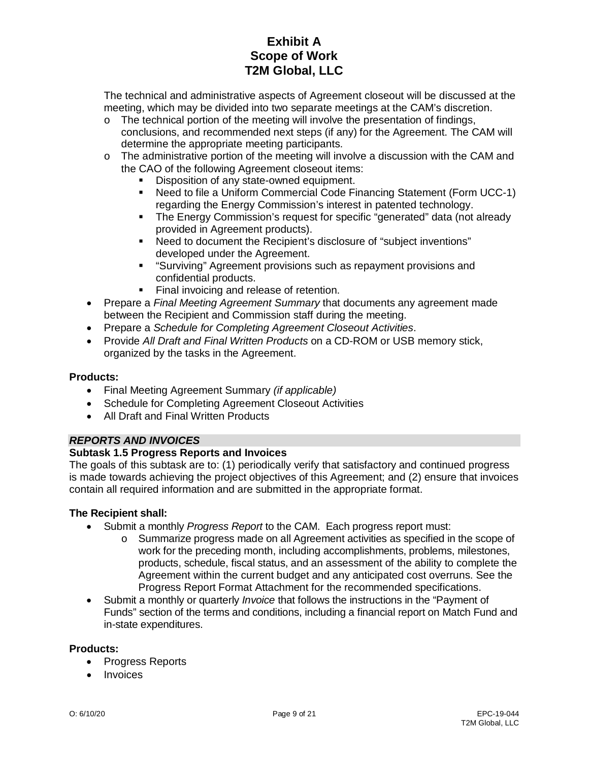The technical and administrative aspects of Agreement closeout will be discussed at the meeting, which may be divided into two separate meetings at the CAM's discretion.

- The technical portion of the meeting will involve the presentation of findings, conclusions, and recommended next steps (if any) for the Agreement. The CAM will determine the appropriate meeting participants.
- The administrative portion of the meeting will involve a discussion with the CAM and the CAO of the following Agreement closeout items:
  - Disposition of any state-owned equipment.
  - Need to file a Uniform Commercial Code Financing Statement (Form UCC-1) regarding the Energy Commission's interest in patented technology.
  - The Energy Commission's request for specific "generated" data (not already provided in Agreement products).
  - Need to document the Recipient's disclosure of "subject inventions" developed under the Agreement.
  - "Surviving" Agreement provisions such as repayment provisions and confidential products.
  - Final invoicing and release of retention.

- Prepare a *Final Meeting Agreement Summary* that documents any agreement made between the Recipient and Commission staff during the meeting.
- Prepare a *Schedule for Completing Agreement Closeout Activities*.
- Provide *All Draft and Final Written Products* on a CD-ROM or USB memory stick, organized by the tasks in the Agreement.

**Products:**

- Final Meeting Agreement Summary *(if applicable)*
- Schedule for Completing Agreement Closeout Activities
- All Draft and Final Written Products

***REPORTS AND INVOICES***

**Subtask 1.5 Progress Reports and Invoices**

The goals of this subtask are to: (1) periodically verify that satisfactory and continued progress is made towards achieving the project objectives of this Agreement; and (2) ensure that invoices contain all required information and are submitted in the appropriate format.

**The Recipient shall:**

- Submit a monthly *Progress Report* to the CAM. Each progress report must:
  - Summarize progress made on all Agreement activities as specified in the scope of work for the preceding month, including accomplishments, problems, milestones, products, schedule, fiscal status, and an assessment of the ability to complete the Agreement within the current budget and any anticipated cost overruns. See the Progress Report Format Attachment for the recommended specifications.
- Submit a monthly or quarterly *Invoice* that follows the instructions in the "Payment of Funds" section of the terms and conditions, including a financial report on Match Fund and in-state expenditures.

**Products:**

- Progress Reports
- Invoices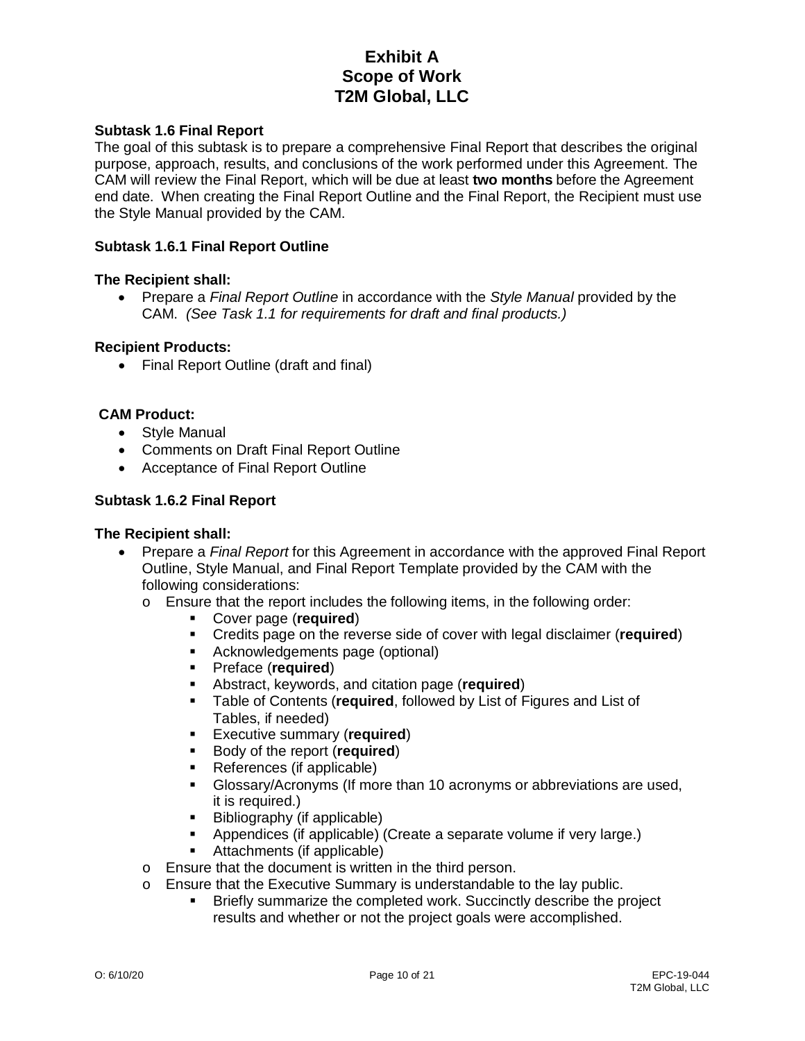# Exhibit A
# Scope of Work
# T2M Global, LLC

**Subtask 1.6 Final Report**

The goal of this subtask is to prepare a comprehensive Final Report that describes the original purpose, approach, results, and conclusions of the work performed under this Agreement. The CAM will review the Final Report, which will be due at least **two months** before the Agreement end date. When creating the Final Report Outline and the Final Report, the Recipient must use the Style Manual provided by the CAM.

**Subtask 1.6.1 Final Report Outline**

**The Recipient shall:**

- Prepare a *Final Report Outline* in accordance with the *Style Manual* provided by the CAM. *(See Task 1.1 for requirements for draft and final products.)*

**Recipient Products:**

- Final Report Outline (draft and final)

**CAM Product:**

- Style Manual
- Comments on Draft Final Report Outline
- Acceptance of Final Report Outline

**Subtask 1.6.2 Final Report**

**The Recipient shall:**

- Prepare a *Final Report* for this Agreement in accordance with the approved Final Report Outline, Style Manual, and Final Report Template provided by the CAM with the following considerations:
  - Ensure that the report includes the following items, in the following order:
    - Cover page (**required**)
    - Credits page on the reverse side of cover with legal disclaimer (**required**)
    - Acknowledgements page (optional)
    - Preface (**required**)
    - Abstract, keywords, and citation page (**required**)
    - Table of Contents (**required**, followed by List of Figures and List of Tables, if needed)
    - Executive summary (**required**)
    - Body of the report (**required**)
    - References (if applicable)
    - Glossary/Acronyms (If more than 10 acronyms or abbreviations are used, it is required.)
    - Bibliography (if applicable)
    - Appendices (if applicable) (Create a separate volume if very large.)
    - Attachments (if applicable)
  - Ensure that the document is written in the third person.
  - Ensure that the Executive Summary is understandable to the lay public.
    - Briefly summarize the completed work. Succinctly describe the project results and whether or not the project goals were accomplished.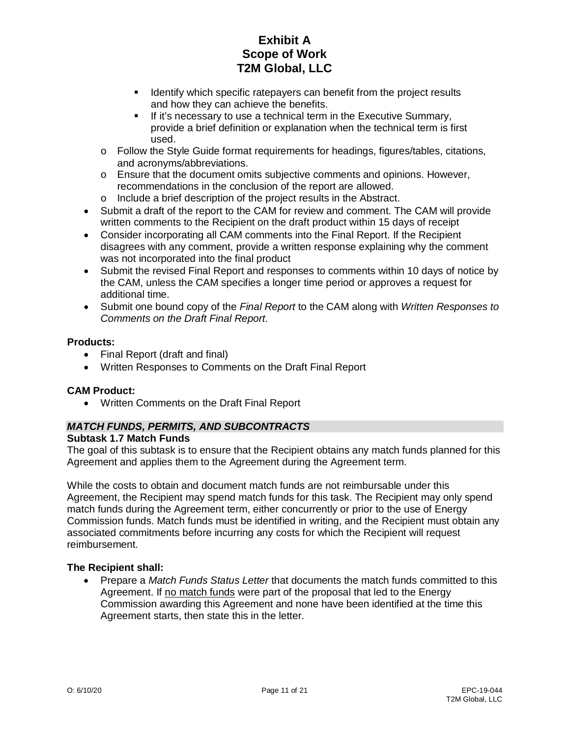- Identify which specific ratepayers can benefit from the project results and how they can achieve the benefits.
- If it's necessary to use a technical term in the Executive Summary, provide a brief definition or explanation when the technical term is first used.

  - Follow the Style Guide format requirements for headings, figures/tables, citations, and acronyms/abbreviations.
  - Ensure that the document omits subjective comments and opinions. However, recommendations in the conclusion of the report are allowed.
  - Include a brief description of the project results in the Abstract.

- Submit a draft of the report to the CAM for review and comment. The CAM will provide written comments to the Recipient on the draft product within 15 days of receipt
- Consider incorporating all CAM comments into the Final Report. If the Recipient disagrees with any comment, provide a written response explaining why the comment was not incorporated into the final product
- Submit the revised Final Report and responses to comments within 10 days of notice by the CAM, unless the CAM specifies a longer time period or approves a request for additional time.
- Submit one bound copy of the *Final Report* to the CAM along with *Written Responses to Comments on the Draft Final Report*.

**Products:**

- Final Report (draft and final)
- Written Responses to Comments on the Draft Final Report

**CAM Product:**

- Written Comments on the Draft Final Report

***MATCH FUNDS, PERMITS, AND SUBCONTRACTS***

**Subtask 1.7 Match Funds**

The goal of this subtask is to ensure that the Recipient obtains any match funds planned for this Agreement and applies them to the Agreement during the Agreement term.

While the costs to obtain and document match funds are not reimbursable under this Agreement, the Recipient may spend match funds for this task. The Recipient may only spend match funds during the Agreement term, either concurrently or prior to the use of Energy Commission funds. Match funds must be identified in writing, and the Recipient must obtain any associated commitments before incurring any costs for which the Recipient will request reimbursement.

**The Recipient shall:**

- Prepare a *Match Funds Status Letter* that documents the match funds committed to this Agreement. If no match funds were part of the proposal that led to the Energy Commission awarding this Agreement and none have been identified at the time this Agreement starts, then state this in the letter.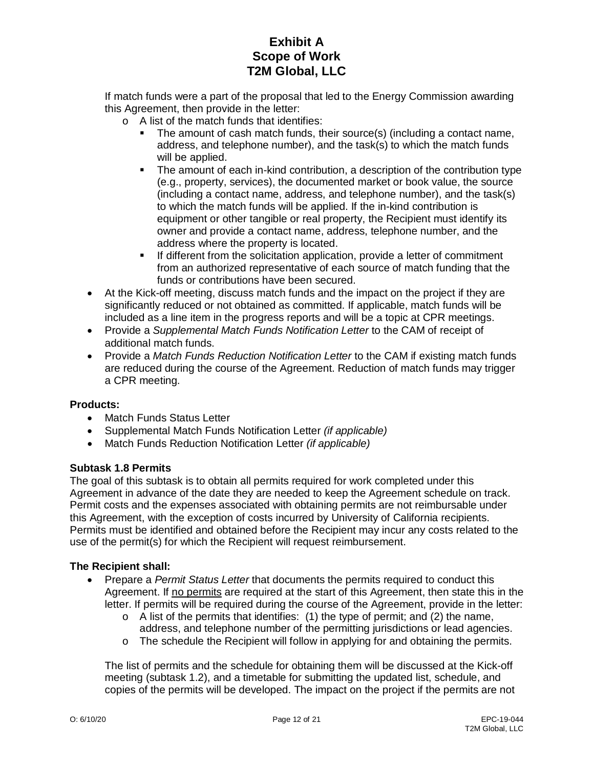If match funds were a part of the proposal that led to the Energy Commission awarding this Agreement, then provide in the letter:

- A list of the match funds that identifies:
  - The amount of cash match funds, their source(s) (including a contact name, address, and telephone number), and the task(s) to which the match funds will be applied.
  - The amount of each in-kind contribution, a description of the contribution type (e.g., property, services), the documented market or book value, the source (including a contact name, address, and telephone number), and the task(s) to which the match funds will be applied. If the in-kind contribution is equipment or other tangible or real property, the Recipient must identify its owner and provide a contact name, address, telephone number, and the address where the property is located.
  - If different from the solicitation application, provide a letter of commitment from an authorized representative of each source of match funding that the funds or contributions have been secured.

- At the Kick-off meeting, discuss match funds and the impact on the project if they are significantly reduced or not obtained as committed. If applicable, match funds will be included as a line item in the progress reports and will be a topic at CPR meetings.
- Provide a *Supplemental Match Funds Notification Letter* to the CAM of receipt of additional match funds.
- Provide a *Match Funds Reduction Notification Letter* to the CAM if existing match funds are reduced during the course of the Agreement. Reduction of match funds may trigger a CPR meeting.

**Products:**

- Match Funds Status Letter
- Supplemental Match Funds Notification Letter *(if applicable)*
- Match Funds Reduction Notification Letter *(if applicable)*

**Subtask 1.8 Permits**

The goal of this subtask is to obtain all permits required for work completed under this Agreement in advance of the date they are needed to keep the Agreement schedule on track. Permit costs and the expenses associated with obtaining permits are not reimbursable under this Agreement, with the exception of costs incurred by University of California recipients. Permits must be identified and obtained before the Recipient may incur any costs related to the use of the permit(s) for which the Recipient will request reimbursement.

**The Recipient shall:**

- Prepare a *Permit Status Letter* that documents the permits required to conduct this Agreement. If <u>no permits</u> are required at the start of this Agreement, then state this in the letter. If permits will be required during the course of the Agreement, provide in the letter:
  - A list of the permits that identifies: (1) the type of permit; and (2) the name, address, and telephone number of the permitting jurisdictions or lead agencies.
  - The schedule the Recipient will follow in applying for and obtaining the permits.

  The list of permits and the schedule for obtaining them will be discussed at the Kick-off meeting (subtask 1.2), and a timetable for submitting the updated list, schedule, and copies of the permits will be developed. The impact on the project if the permits are not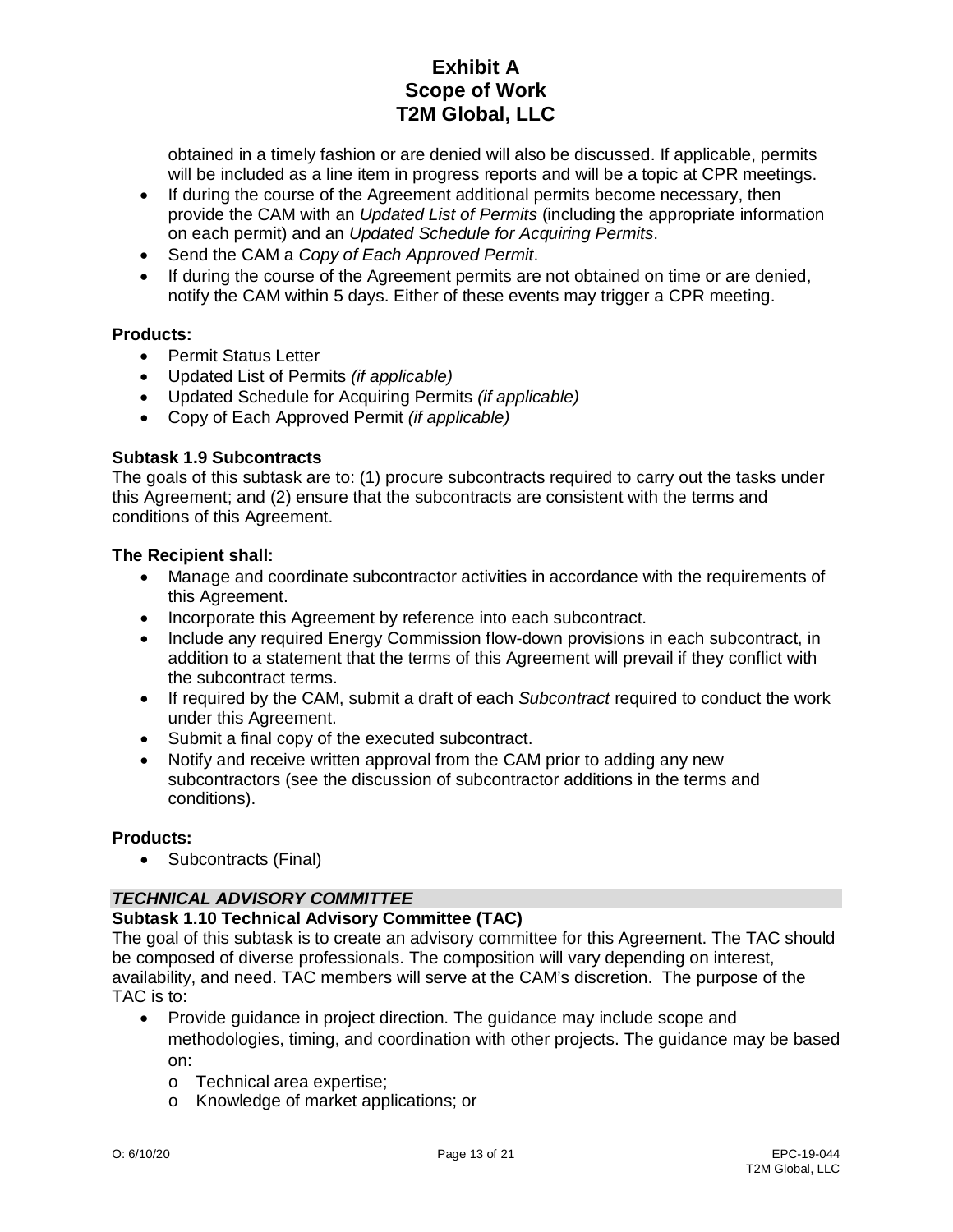obtained in a timely fashion or are denied will also be discussed. If applicable, permits will be included as a line item in progress reports and will be a topic at CPR meetings.

- If during the course of the Agreement additional permits become necessary, then provide the CAM with an *Updated List of Permits* (including the appropriate information on each permit) and an *Updated Schedule for Acquiring Permits*.
- Send the CAM a *Copy of Each Approved Permit*.
- If during the course of the Agreement permits are not obtained on time or are denied, notify the CAM within 5 days. Either of these events may trigger a CPR meeting.

**Products:**

- Permit Status Letter
- Updated List of Permits *(if applicable)*
- Updated Schedule for Acquiring Permits *(if applicable)*
- Copy of Each Approved Permit *(if applicable)*

**Subtask 1.9 Subcontracts**

The goals of this subtask are to: (1) procure subcontracts required to carry out the tasks under this Agreement; and (2) ensure that the subcontracts are consistent with the terms and conditions of this Agreement.

**The Recipient shall:**

- Manage and coordinate subcontractor activities in accordance with the requirements of this Agreement.
- Incorporate this Agreement by reference into each subcontract.
- Include any required Energy Commission flow-down provisions in each subcontract, in addition to a statement that the terms of this Agreement will prevail if they conflict with the subcontract terms.
- If required by the CAM, submit a draft of each *Subcontract* required to conduct the work under this Agreement.
- Submit a final copy of the executed subcontract.
- Notify and receive written approval from the CAM prior to adding any new subcontractors (see the discussion of subcontractor additions in the terms and conditions).

**Products:**

- Subcontracts (Final)

***TECHNICAL ADVISORY COMMITTEE***

**Subtask 1.10 Technical Advisory Committee (TAC)**

The goal of this subtask is to create an advisory committee for this Agreement. The TAC should be composed of diverse professionals. The composition will vary depending on interest, availability, and need. TAC members will serve at the CAM's discretion. The purpose of the TAC is to:

- Provide guidance in project direction. The guidance may include scope and methodologies, timing, and coordination with other projects. The guidance may be based on:
  - Technical area expertise;
  - Knowledge of market applications; or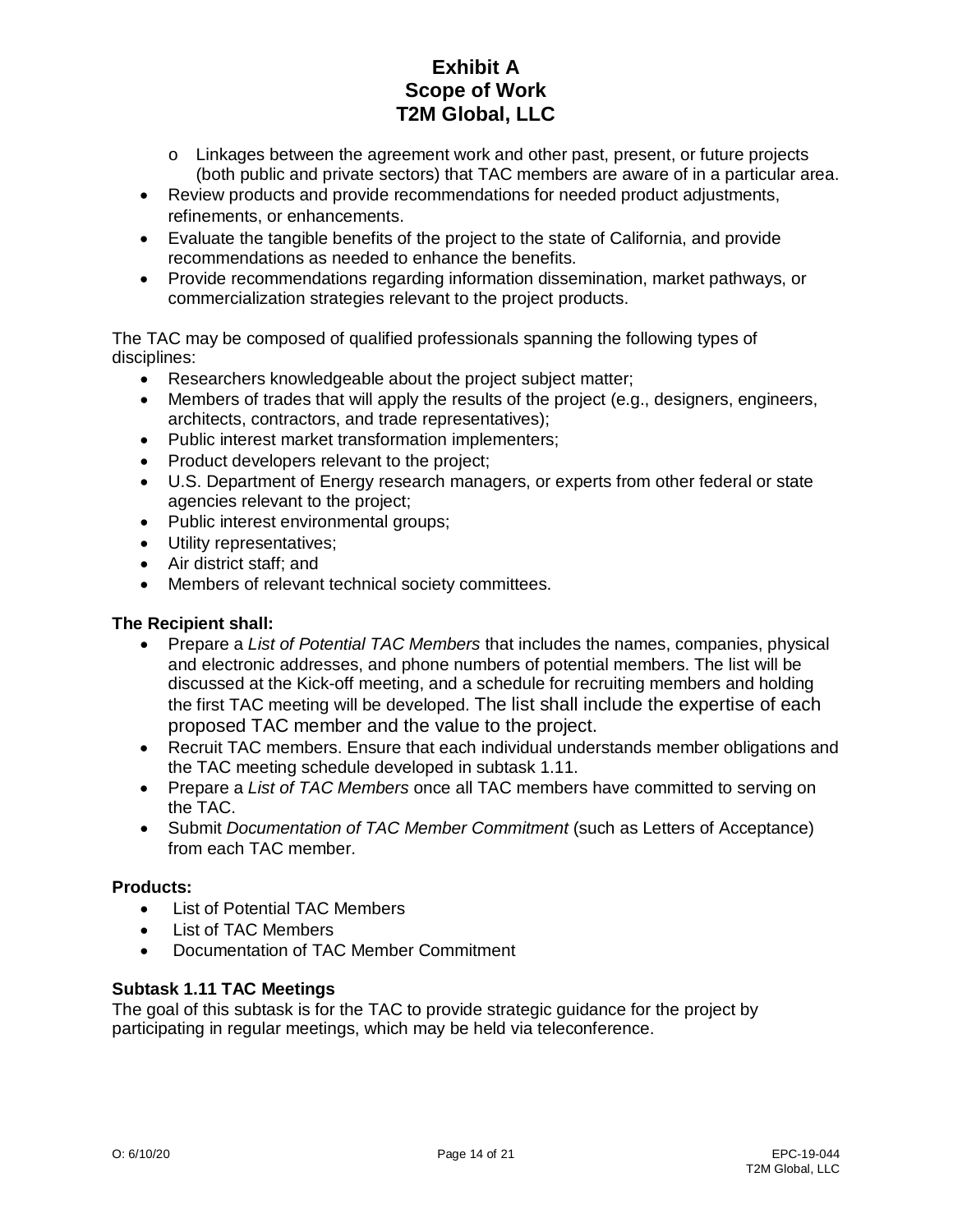- Linkages between the agreement work and other past, present, or future projects (both public and private sectors) that TAC members are aware of in a particular area.

- Review products and provide recommendations for needed product adjustments, refinements, or enhancements.
- Evaluate the tangible benefits of the project to the state of California, and provide recommendations as needed to enhance the benefits.
- Provide recommendations regarding information dissemination, market pathways, or commercialization strategies relevant to the project products.

The TAC may be composed of qualified professionals spanning the following types of disciplines:

- Researchers knowledgeable about the project subject matter;
- Members of trades that will apply the results of the project (e.g., designers, engineers, architects, contractors, and trade representatives);
- Public interest market transformation implementers;
- Product developers relevant to the project;
- U.S. Department of Energy research managers, or experts from other federal or state agencies relevant to the project;
- Public interest environmental groups;
- Utility representatives;
- Air district staff; and
- Members of relevant technical society committees.

**The Recipient shall:**

- Prepare a *List of Potential TAC Members* that includes the names, companies, physical and electronic addresses, and phone numbers of potential members. The list will be discussed at the Kick-off meeting, and a schedule for recruiting members and holding the first TAC meeting will be developed. The list shall include the expertise of each proposed TAC member and the value to the project.
- Recruit TAC members. Ensure that each individual understands member obligations and the TAC meeting schedule developed in subtask 1.11.
- Prepare a *List of TAC Members* once all TAC members have committed to serving on the TAC.
- Submit *Documentation of TAC Member Commitment* (such as Letters of Acceptance) from each TAC member.

**Products:**

- List of Potential TAC Members
- List of TAC Members
- Documentation of TAC Member Commitment

### Subtask 1.11 TAC Meetings

The goal of this subtask is for the TAC to provide strategic guidance for the project by participating in regular meetings, which may be held via teleconference.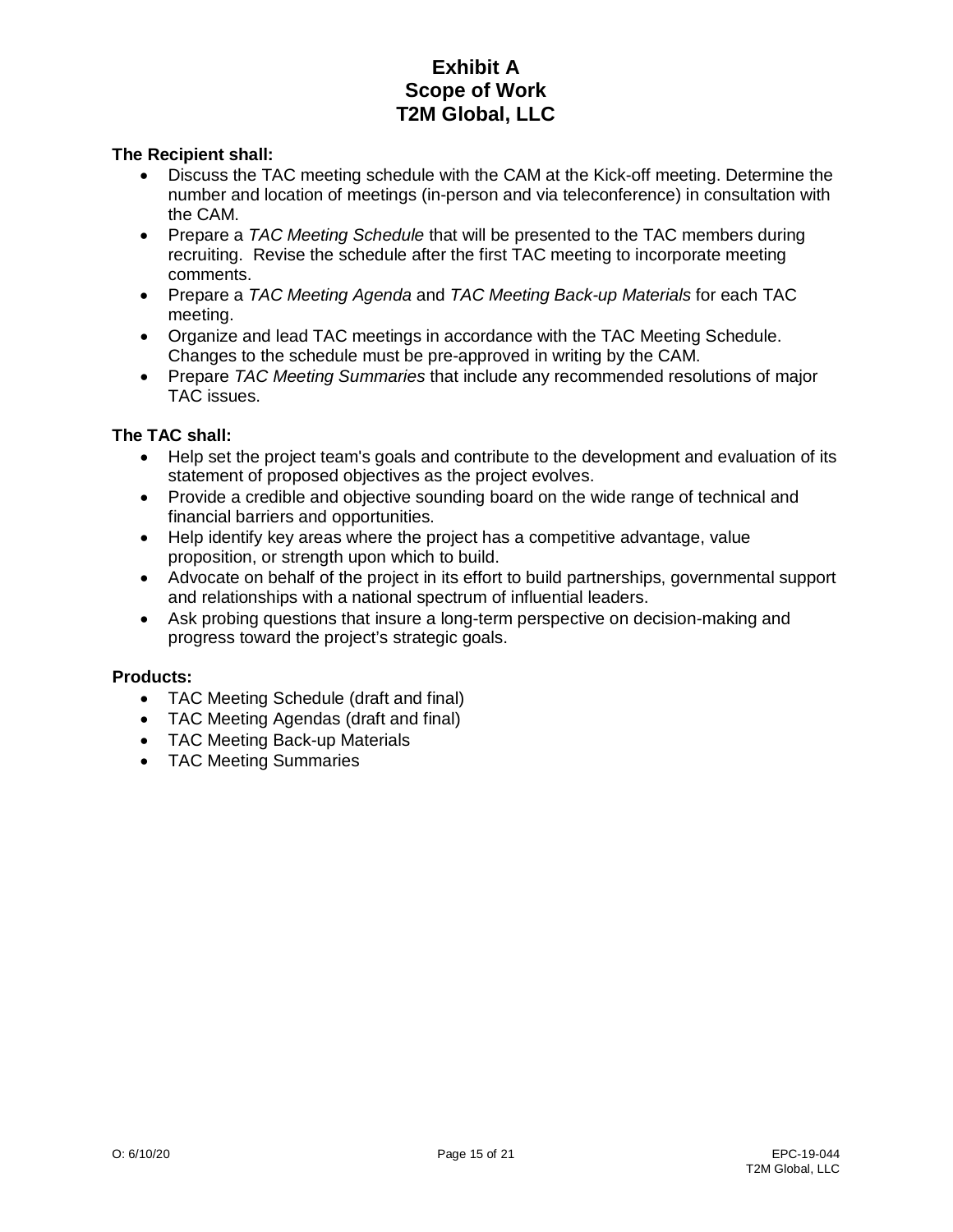# Exhibit A
# Scope of Work
# T2M Global, LLC

**The Recipient shall:**

- Discuss the TAC meeting schedule with the CAM at the Kick-off meeting. Determine the number and location of meetings (in-person and via teleconference) in consultation with the CAM.
- Prepare a *TAC Meeting Schedule* that will be presented to the TAC members during recruiting. Revise the schedule after the first TAC meeting to incorporate meeting comments.
- Prepare a *TAC Meeting Agenda* and *TAC Meeting Back-up Materials* for each TAC meeting.
- Organize and lead TAC meetings in accordance with the TAC Meeting Schedule. Changes to the schedule must be pre-approved in writing by the CAM.
- Prepare *TAC Meeting Summaries* that include any recommended resolutions of major TAC issues.

**The TAC shall:**

- Help set the project team's goals and contribute to the development and evaluation of its statement of proposed objectives as the project evolves.
- Provide a credible and objective sounding board on the wide range of technical and financial barriers and opportunities.
- Help identify key areas where the project has a competitive advantage, value proposition, or strength upon which to build.
- Advocate on behalf of the project in its effort to build partnerships, governmental support and relationships with a national spectrum of influential leaders.
- Ask probing questions that insure a long-term perspective on decision-making and progress toward the project's strategic goals.

**Products:**

- TAC Meeting Schedule (draft and final)
- TAC Meeting Agendas (draft and final)
- TAC Meeting Back-up Materials
- TAC Meeting Summaries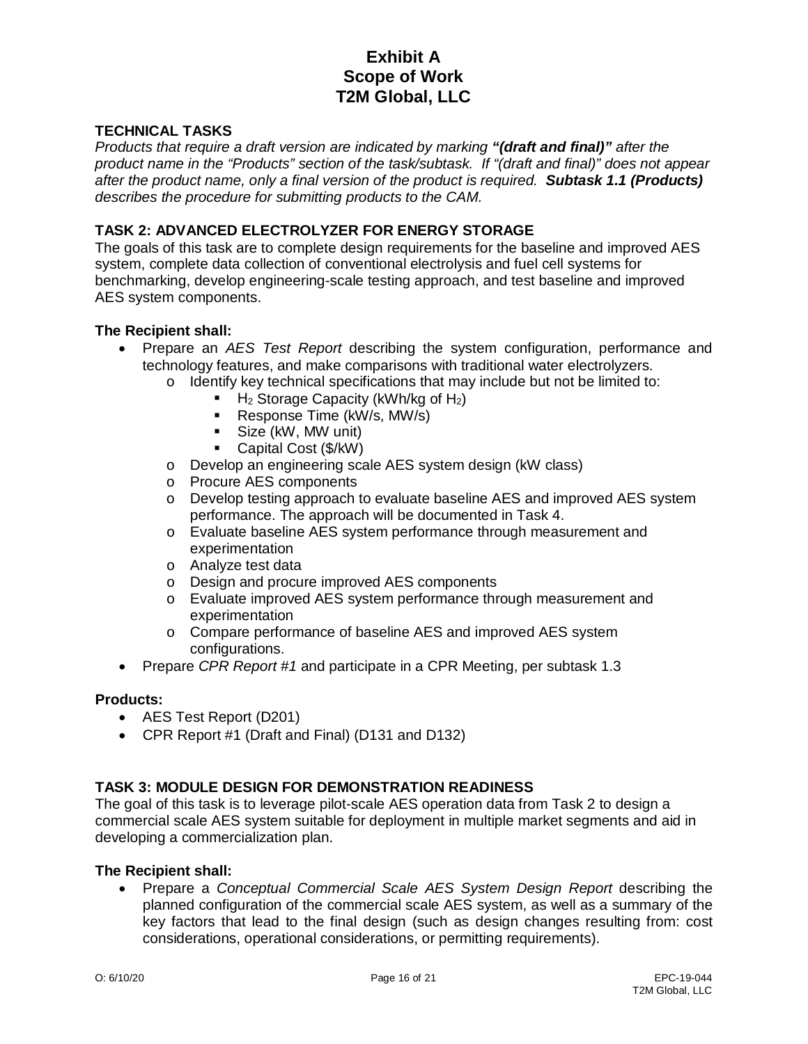# Exhibit A
# Scope of Work
# T2M Global, LLC

## TECHNICAL TASKS

*Products that require a draft version are indicated by marking **"(draft and final)"** after the product name in the "Products" section of the task/subtask. If "(draft and final)" does not appear after the product name, only a final version of the product is required. **Subtask 1.1 (Products)** describes the procedure for submitting products to the CAM.*

## TASK 2: ADVANCED ELECTROLYZER FOR ENERGY STORAGE

The goals of this task are to complete design requirements for the baseline and improved AES system, complete data collection of conventional electrolysis and fuel cell systems for benchmarking, develop engineering-scale testing approach, and test baseline and improved AES system components.

**The Recipient shall:**

- Prepare an *AES Test Report* describing the system configuration, performance and technology features, and make comparisons with traditional water electrolyzers.
  - Identify key technical specifications that may include but not be limited to:
    - $H_2$ Storage Capacity (kWh/kg of $H_2$)
    - Response Time (kW/s, MW/s)
    - Size (kW, MW unit)
    - Capital Cost ($/kW)
  - Develop an engineering scale AES system design (kW class)
  - Procure AES components
  - Develop testing approach to evaluate baseline AES and improved AES system performance. The approach will be documented in Task 4.
  - Evaluate baseline AES system performance through measurement and experimentation
  - Analyze test data
  - Design and procure improved AES components
  - Evaluate improved AES system performance through measurement and experimentation
  - Compare performance of baseline AES and improved AES system configurations.
- Prepare *CPR Report #1* and participate in a CPR Meeting, per subtask 1.3

**Products:**

- AES Test Report (D201)
- CPR Report #1 (Draft and Final) (D131 and D132)

## TASK 3: MODULE DESIGN FOR DEMONSTRATION READINESS

The goal of this task is to leverage pilot-scale AES operation data from Task 2 to design a commercial scale AES system suitable for deployment in multiple market segments and aid in developing a commercialization plan.

**The Recipient shall:**

- Prepare a *Conceptual Commercial Scale AES System Design Report* describing the planned configuration of the commercial scale AES system, as well as a summary of the key factors that lead to the final design (such as design changes resulting from: cost considerations, operational considerations, or permitting requirements).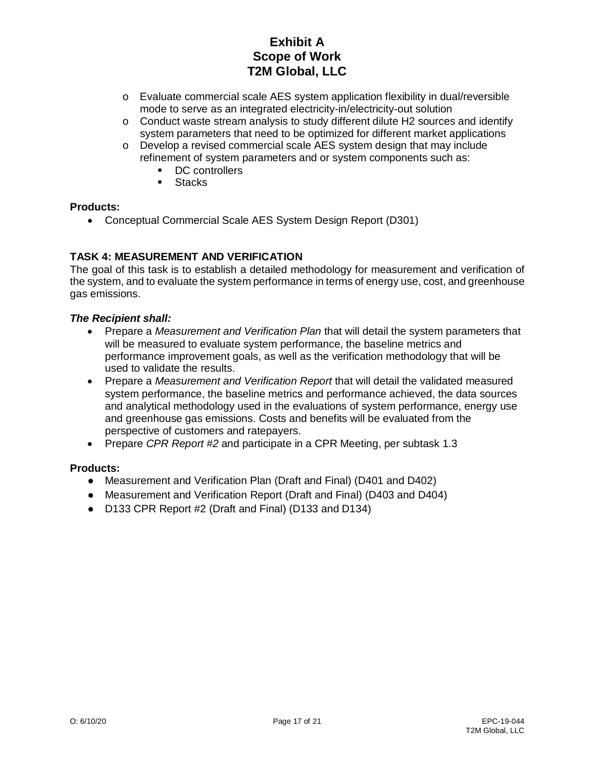- Evaluate commercial scale AES system application flexibility in dual/reversible mode to serve as an integrated electricity-in/electricity-out solution
- Conduct waste stream analysis to study different dilute H2 sources and identify system parameters that need to be optimized for different market applications
- Develop a revised commercial scale AES system design that may include refinement of system parameters and or system components such as:
  - DC controllers
  - Stacks

**Products:**

- Conceptual Commercial Scale AES System Design Report (D301)

**TASK 4: MEASUREMENT AND VERIFICATION**

The goal of this task is to establish a detailed methodology for measurement and verification of the system, and to evaluate the system performance in terms of energy use, cost, and greenhouse gas emissions.

***The Recipient shall:***

- Prepare a *Measurement and Verification Plan* that will detail the system parameters that will be measured to evaluate system performance, the baseline metrics and performance improvement goals, as well as the verification methodology that will be used to validate the results.
- Prepare a *Measurement and Verification Report* that will detail the validated measured system performance, the baseline metrics and performance achieved, the data sources and analytical methodology used in the evaluations of system performance, energy use and greenhouse gas emissions. Costs and benefits will be evaluated from the perspective of customers and ratepayers.
- Prepare *CPR Report #2* and participate in a CPR Meeting, per subtask 1.3

**Products:**

- Measurement and Verification Plan (Draft and Final) (D401 and D402)
- Measurement and Verification Report (Draft and Final) (D403 and D404)
- D133 CPR Report #2 (Draft and Final) (D133 and D134)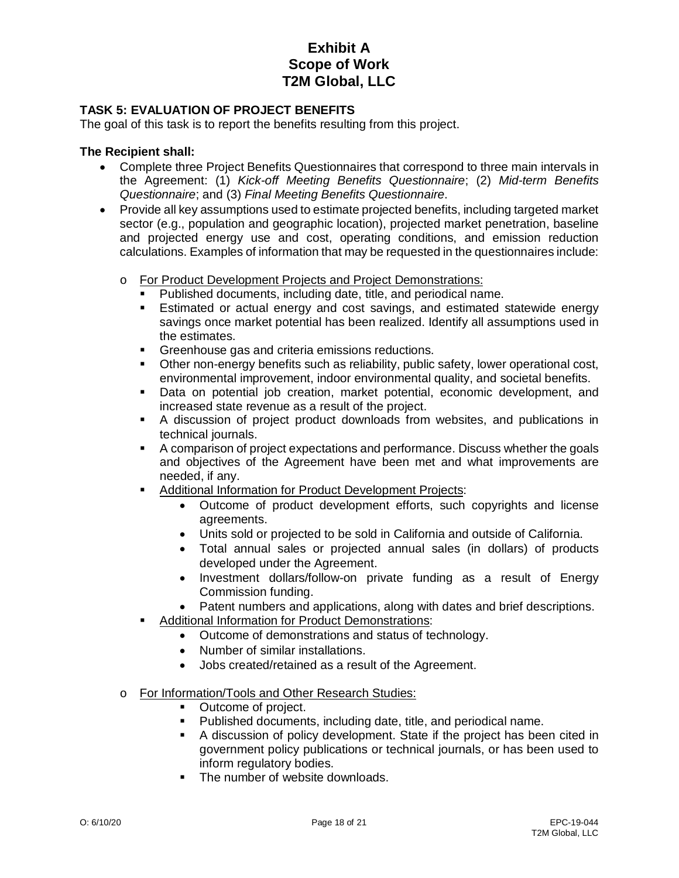**TASK 5: EVALUATION OF PROJECT BENEFITS**

The goal of this task is to report the benefits resulting from this project.

**The Recipient shall:**

- Complete three Project Benefits Questionnaires that correspond to three main intervals in the Agreement: (1) *Kick-off Meeting Benefits Questionnaire*; (2) *Mid-term Benefits Questionnaire*; and (3) *Final Meeting Benefits Questionnaire*.
- Provide all key assumptions used to estimate projected benefits, including targeted market sector (e.g., population and geographic location), projected market penetration, baseline and projected energy use and cost, operating conditions, and emission reduction calculations. Examples of information that may be requested in the questionnaires include:
  - For Product Development Projects and Project Demonstrations:
    - Published documents, including date, title, and periodical name.
    - Estimated or actual energy and cost savings, and estimated statewide energy savings once market potential has been realized. Identify all assumptions used in the estimates.
    - Greenhouse gas and criteria emissions reductions.
    - Other non-energy benefits such as reliability, public safety, lower operational cost, environmental improvement, indoor environmental quality, and societal benefits.
    - Data on potential job creation, market potential, economic development, and increased state revenue as a result of the project.
    - A discussion of project product downloads from websites, and publications in technical journals.
    - A comparison of project expectations and performance. Discuss whether the goals and objectives of the Agreement have been met and what improvements are needed, if any.
    - Additional Information for Product Development Projects:
      - Outcome of product development efforts, such copyrights and license agreements.
      - Units sold or projected to be sold in California and outside of California.
      - Total annual sales or projected annual sales (in dollars) of products developed under the Agreement.
      - Investment dollars/follow-on private funding as a result of Energy Commission funding.
      - Patent numbers and applications, along with dates and brief descriptions.
    - Additional Information for Product Demonstrations:
      - Outcome of demonstrations and status of technology.
      - Number of similar installations.
      - Jobs created/retained as a result of the Agreement.
  - For Information/Tools and Other Research Studies:
    - Outcome of project.
    - Published documents, including date, title, and periodical name.
    - A discussion of policy development. State if the project has been cited in government policy publications or technical journals, or has been used to inform regulatory bodies.
    - The number of website downloads.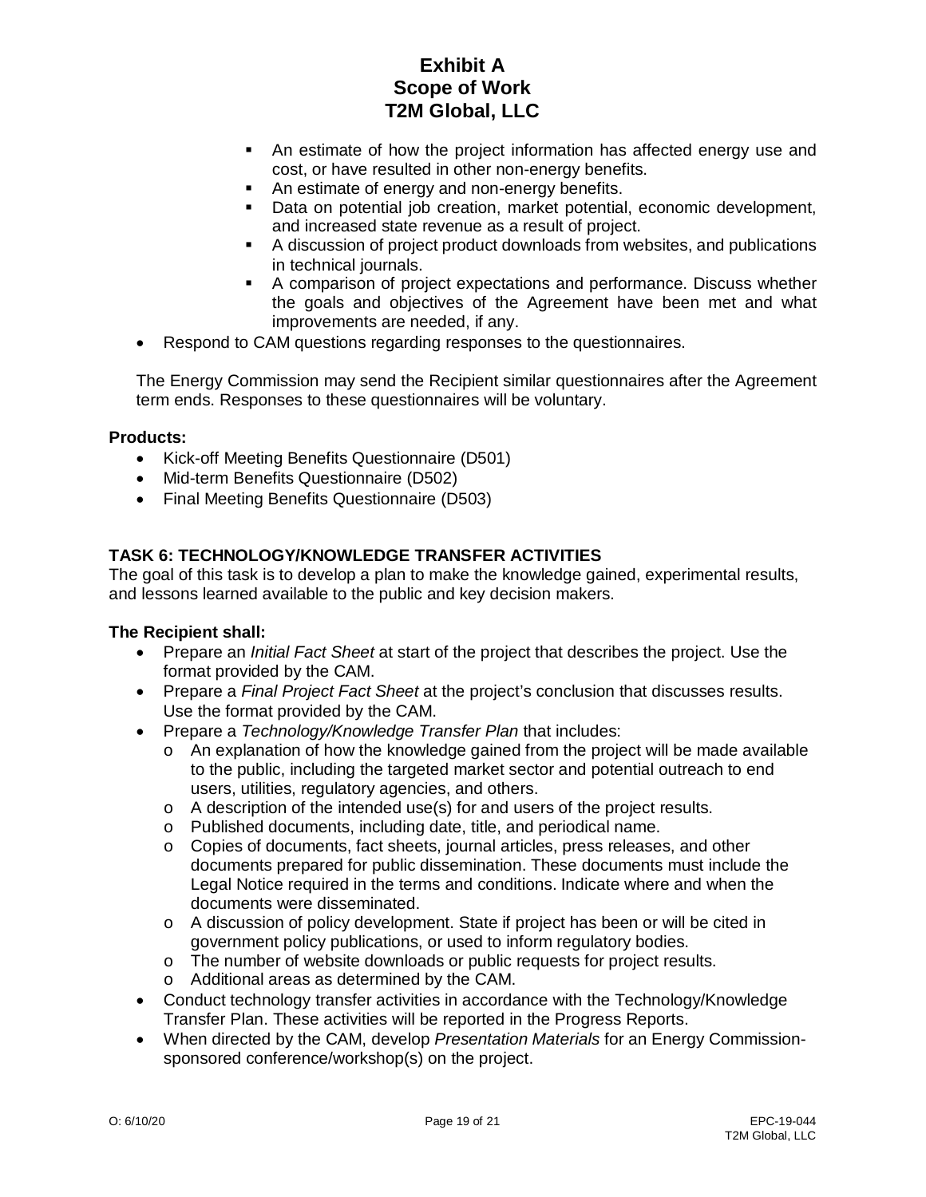- An estimate of how the project information has affected energy use and cost, or have resulted in other non-energy benefits.
- An estimate of energy and non-energy benefits.
- Data on potential job creation, market potential, economic development, and increased state revenue as a result of project.
- A discussion of project product downloads from websites, and publications in technical journals.
- A comparison of project expectations and performance. Discuss whether the goals and objectives of the Agreement have been met and what improvements are needed, if any.

- Respond to CAM questions regarding responses to the questionnaires.

The Energy Commission may send the Recipient similar questionnaires after the Agreement term ends. Responses to these questionnaires will be voluntary.

**Products:**

- Kick-off Meeting Benefits Questionnaire (D501)
- Mid-term Benefits Questionnaire (D502)
- Final Meeting Benefits Questionnaire (D503)

**TASK 6: TECHNOLOGY/KNOWLEDGE TRANSFER ACTIVITIES**

The goal of this task is to develop a plan to make the knowledge gained, experimental results, and lessons learned available to the public and key decision makers.

**The Recipient shall:**

- Prepare an *Initial Fact Sheet* at start of the project that describes the project. Use the format provided by the CAM.
- Prepare a *Final Project Fact Sheet* at the project's conclusion that discusses results. Use the format provided by the CAM.
- Prepare a *Technology/Knowledge Transfer Plan* that includes:
  - An explanation of how the knowledge gained from the project will be made available to the public, including the targeted market sector and potential outreach to end users, utilities, regulatory agencies, and others.
  - A description of the intended use(s) for and users of the project results.
  - Published documents, including date, title, and periodical name.
  - Copies of documents, fact sheets, journal articles, press releases, and other documents prepared for public dissemination. These documents must include the Legal Notice required in the terms and conditions. Indicate where and when the documents were disseminated.
  - A discussion of policy development. State if project has been or will be cited in government policy publications, or used to inform regulatory bodies.
  - The number of website downloads or public requests for project results.
  - Additional areas as determined by the CAM.
- Conduct technology transfer activities in accordance with the Technology/Knowledge Transfer Plan. These activities will be reported in the Progress Reports.
- When directed by the CAM, develop *Presentation Materials* for an Energy Commission-sponsored conference/workshop(s) on the project.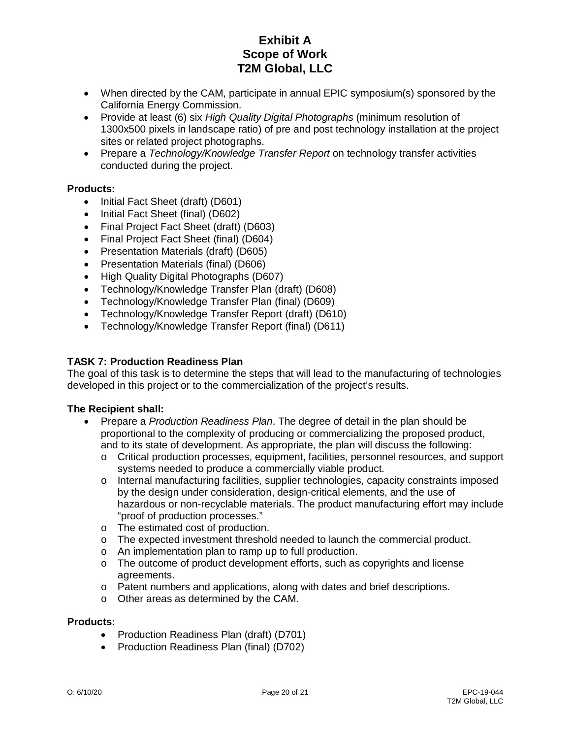- When directed by the CAM, participate in annual EPIC symposium(s) sponsored by the California Energy Commission.
- Provide at least (6) six *High Quality Digital Photographs* (minimum resolution of 1300x500 pixels in landscape ratio) of pre and post technology installation at the project sites or related project photographs.
- Prepare a *Technology/Knowledge Transfer Report* on technology transfer activities conducted during the project.

**Products:**

- Initial Fact Sheet (draft) (D601)
- Initial Fact Sheet (final) (D602)
- Final Project Fact Sheet (draft) (D603)
- Final Project Fact Sheet (final) (D604)
- Presentation Materials (draft) (D605)
- Presentation Materials (final) (D606)
- High Quality Digital Photographs (D607)
- Technology/Knowledge Transfer Plan (draft) (D608)
- Technology/Knowledge Transfer Plan (final) (D609)
- Technology/Knowledge Transfer Report (draft) (D610)
- Technology/Knowledge Transfer Report (final) (D611)

### TASK 7: Production Readiness Plan

The goal of this task is to determine the steps that will lead to the manufacturing of technologies developed in this project or to the commercialization of the project's results.

**The Recipient shall:**

- Prepare a *Production Readiness Plan*. The degree of detail in the plan should be proportional to the complexity of producing or commercializing the proposed product, and to its state of development. As appropriate, the plan will discuss the following:
  - Critical production processes, equipment, facilities, personnel resources, and support systems needed to produce a commercially viable product.
  - Internal manufacturing facilities, supplier technologies, capacity constraints imposed by the design under consideration, design-critical elements, and the use of hazardous or non-recyclable materials. The product manufacturing effort may include "proof of production processes."
  - The estimated cost of production.
  - The expected investment threshold needed to launch the commercial product.
  - An implementation plan to ramp up to full production.
  - The outcome of product development efforts, such as copyrights and license agreements.
  - Patent numbers and applications, along with dates and brief descriptions.
  - Other areas as determined by the CAM.

**Products:**

- Production Readiness Plan (draft) (D701)
- Production Readiness Plan (final) (D702)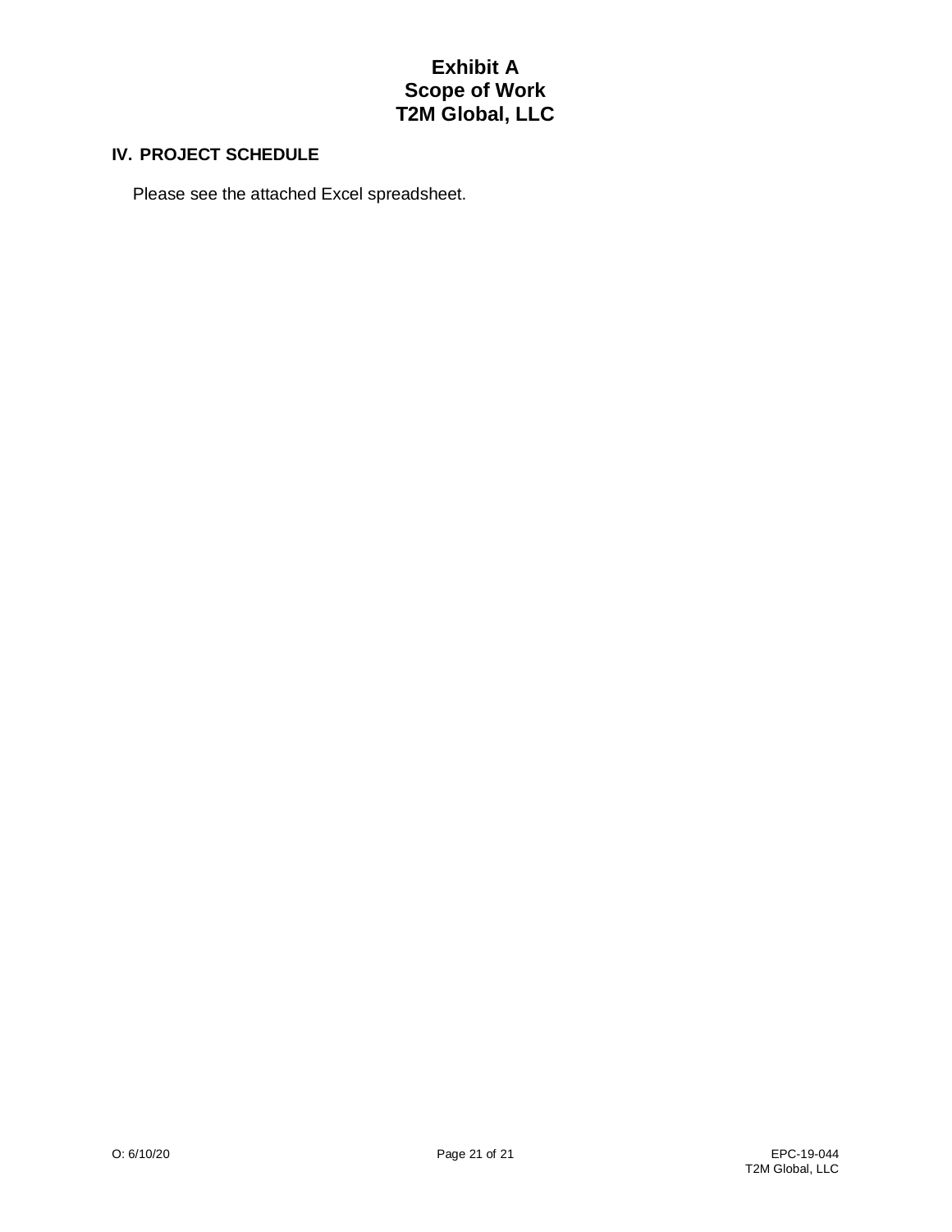# Exhibit A
# Scope of Work
# T2M Global, LLC

## IV. PROJECT SCHEDULE

Please see the attached Excel spreadsheet.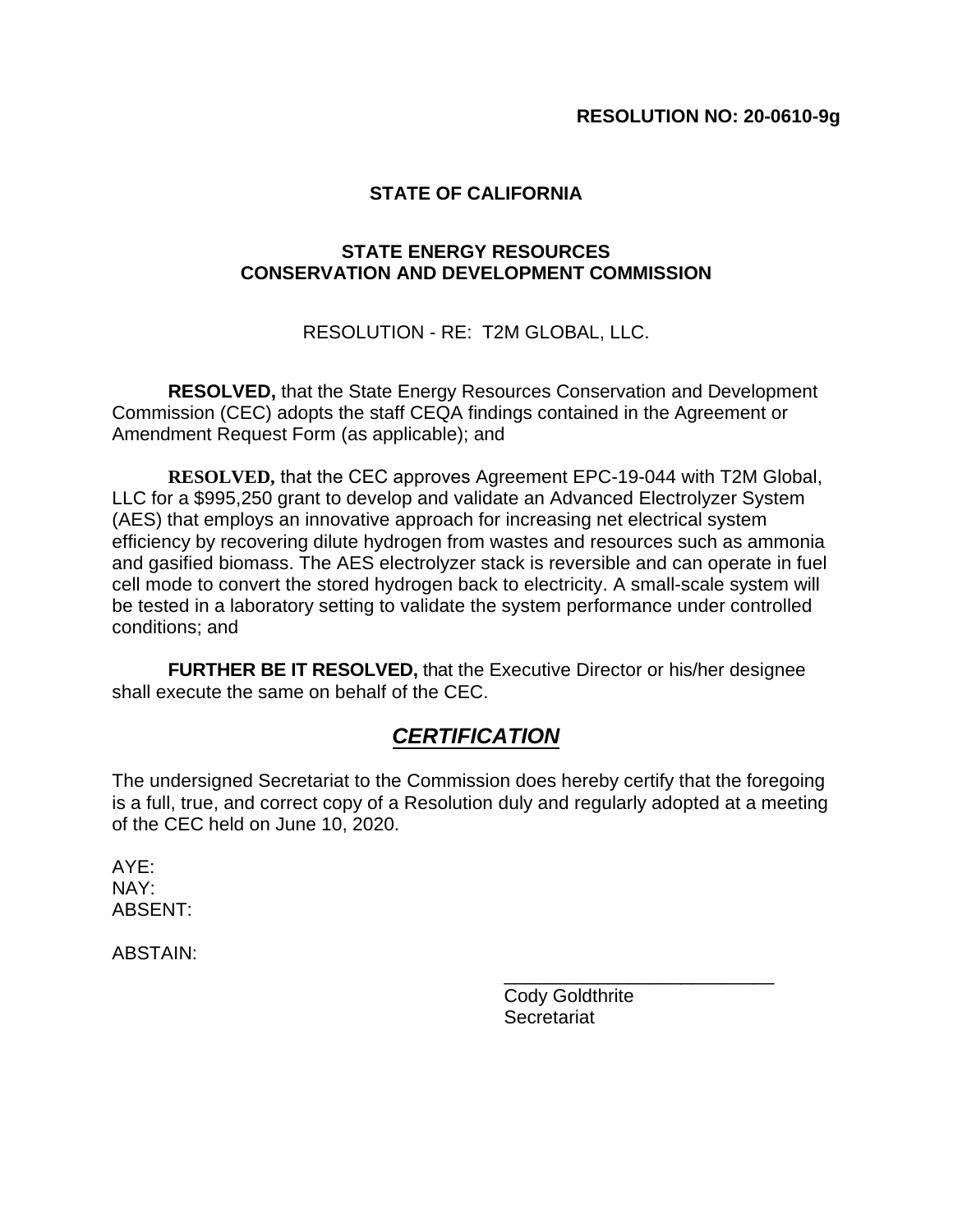**RESOLUTION NO: 20-0610-9g**

**STATE OF CALIFORNIA**

**STATE ENERGY RESOURCES**
**CONSERVATION AND DEVELOPMENT COMMISSION**

RESOLUTION - RE: T2M GLOBAL, LLC.

**RESOLVED,** that the State Energy Resources Conservation and Development Commission (CEC) adopts the staff CEQA findings contained in the Agreement or Amendment Request Form (as applicable); and

**RESOLVED,** that the CEC approves Agreement EPC-19-044 with T2M Global, LLC for a $995,250 grant to develop and validate an Advanced Electrolyzer System (AES) that employs an innovative approach for increasing net electrical system efficiency by recovering dilute hydrogen from wastes and resources such as ammonia and gasified biomass. The AES electrolyzer stack is reversible and can operate in fuel cell mode to convert the stored hydrogen back to electricity. A small-scale system will be tested in a laboratory setting to validate the system performance under controlled conditions; and

**FURTHER BE IT RESOLVED,** that the Executive Director or his/her designee shall execute the same on behalf of the CEC.

## ***CERTIFICATION***

The undersigned Secretariat to the Commission does hereby certify that the foregoing is a full, true, and correct copy of a Resolution duly and regularly adopted at a meeting of the CEC held on June 10, 2020.

AYE:
NAY:
ABSENT:

ABSTAIN:

___________________________
Cody Goldthrite
Secretariat